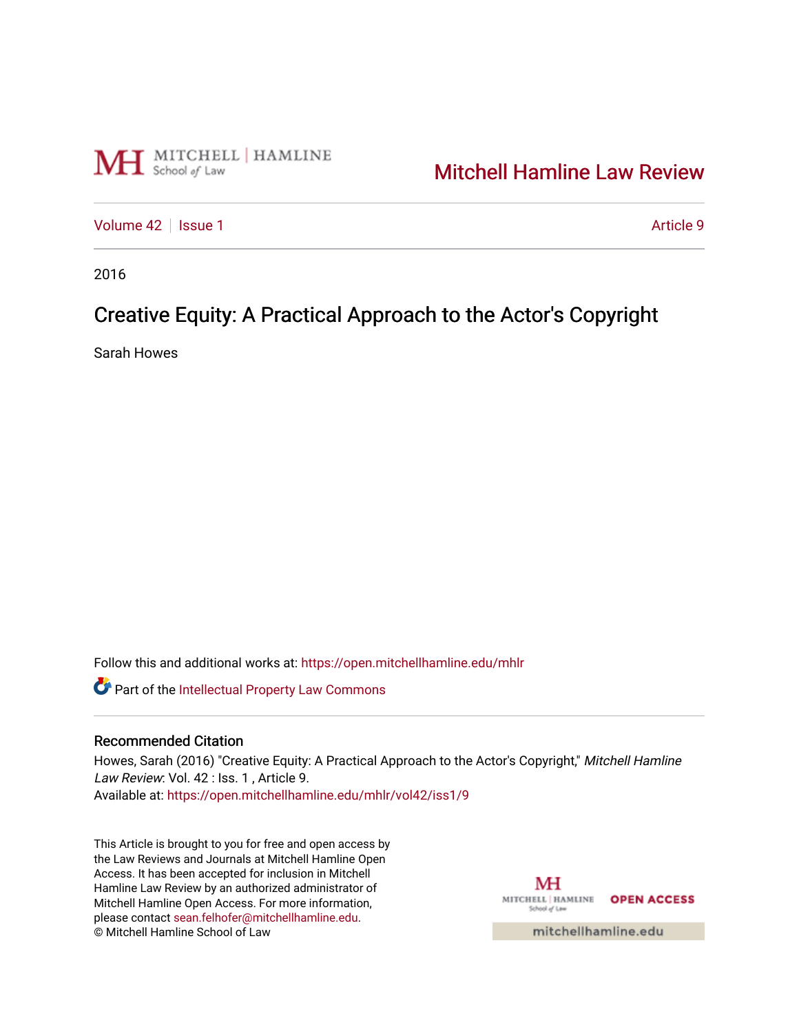MITCHELL | HAMLINE School of Law

Mitchell Hamline Law Review

Volume 42 | Issue 1 Article 9

2016

# Creative Equity: A Practical Approach to the Actor's Copyright

Sarah Howes

Follow this and additional works at: https://open.mitchellhamline.edu/mhlr

Part of the Intellectual Property Law Commons

## Recommended Citation

Howes, Sarah (2016) "Creative Equity: A Practical Approach to the Actor's Copyright," *Mitchell Hamline Law Review*: Vol. 42 : Iss. 1 , Article 9.
Available at: https://open.mitchellhamline.edu/mhlr/vol42/iss1/9

This Article is brought to you for free and open access by the Law Reviews and Journals at Mitchell Hamline Open Access. It has been accepted for inclusion in Mitchell Hamline Law Review by an authorized administrator of Mitchell Hamline Open Access. For more information, please contact sean.felhofer@mitchellhamline.edu.
© Mitchell Hamline School of Law

MITCHELL | HAMLINE School of Law OPEN ACCESS

mitchellhamline.edu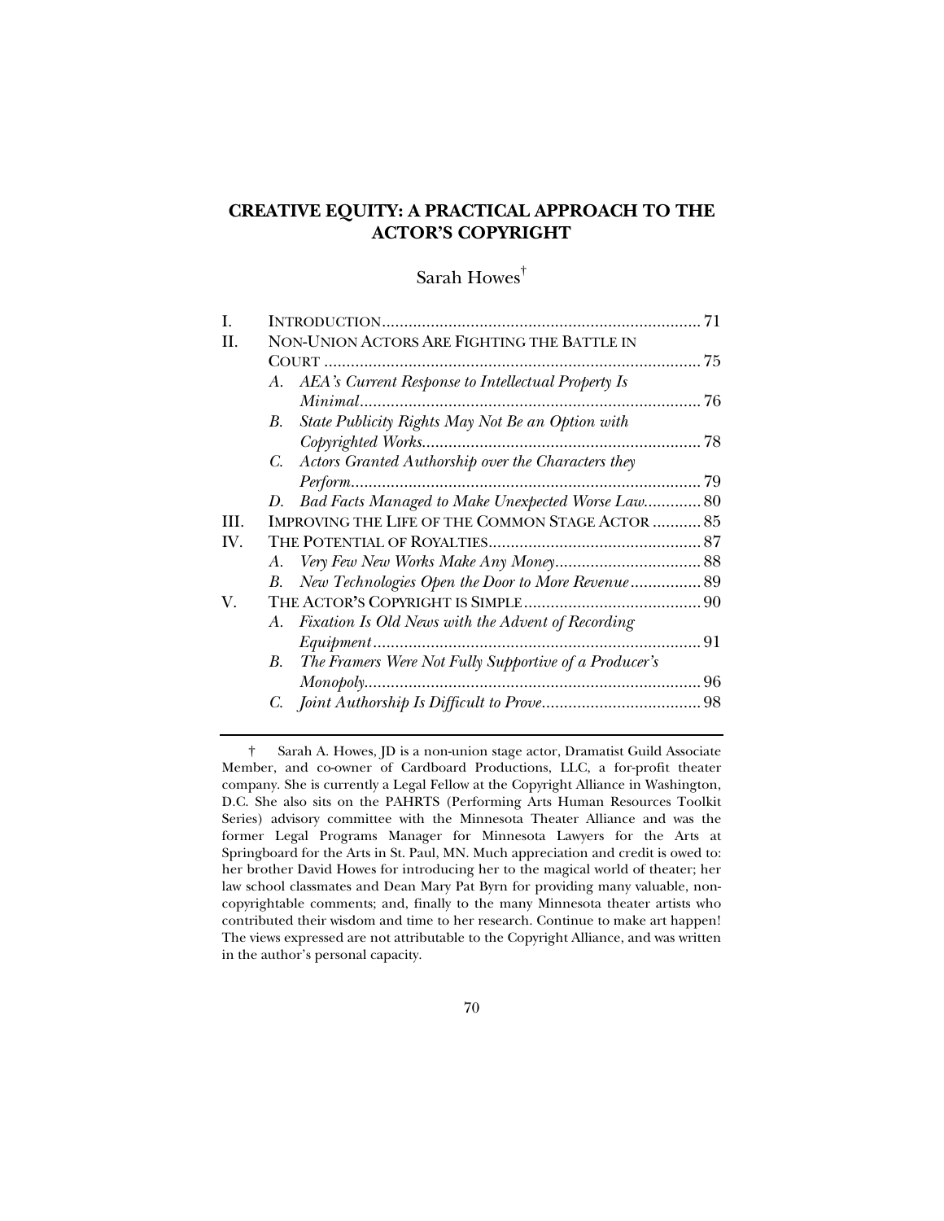# CREATIVE EQUITY: A PRACTICAL APPROACH TO THE ACTOR'S COPYRIGHT

Sarah Howes[†]

| | | |
|---|---|---|
| I. | INTRODUCTION | 71 |
| II. | NON-UNION ACTORS ARE FIGHTING THE BATTLE IN COURT | 75 |
| | A. *AEA's Current Response to Intellectual Property Is Minimal* | 76 |
| | B. *State Publicity Rights May Not Be an Option with Copyrighted Works* | 78 |
| | C. *Actors Granted Authorship over the Characters they Perform* | 79 |
| | D. *Bad Facts Managed to Make Unexpected Worse Law* | 80 |
| III. | IMPROVING THE LIFE OF THE COMMON STAGE ACTOR | 85 |
| IV. | THE POTENTIAL OF ROYALTIES | 87 |
| | A. *Very Few New Works Make Any Money* | 88 |
| | B. *New Technologies Open the Door to More Revenue* | 89 |
| V. | THE ACTOR'S COPYRIGHT IS SIMPLE | 90 |
| | A. *Fixation Is Old News with the Advent of Recording Equipment* | 91 |
| | B. *The Framers Were Not Fully Supportive of a Producer's Monopoly* | 96 |
| | C. *Joint Authorship Is Difficult to Prove* | 98 |

---

† Sarah A. Howes, JD is a non-union stage actor, Dramatist Guild Associate Member, and co-owner of Cardboard Productions, LLC, a for-profit theater company. She is currently a Legal Fellow at the Copyright Alliance in Washington, D.C. She also sits on the PAHRTS (Performing Arts Human Resources Toolkit Series) advisory committee with the Minnesota Theater Alliance and was the former Legal Programs Manager for Minnesota Lawyers for the Arts at Springboard for the Arts in St. Paul, MN. Much appreciation and credit is owed to: her brother David Howes for introducing her to the magical world of theater; her law school classmates and Dean Mary Pat Byrn for providing many valuable, non-copyrightable comments; and, finally to the many Minnesota theater artists who contributed their wisdom and time to her research. Continue to make art happen! The views expressed are not attributable to the Copyright Alliance, and was written in the author's personal capacity.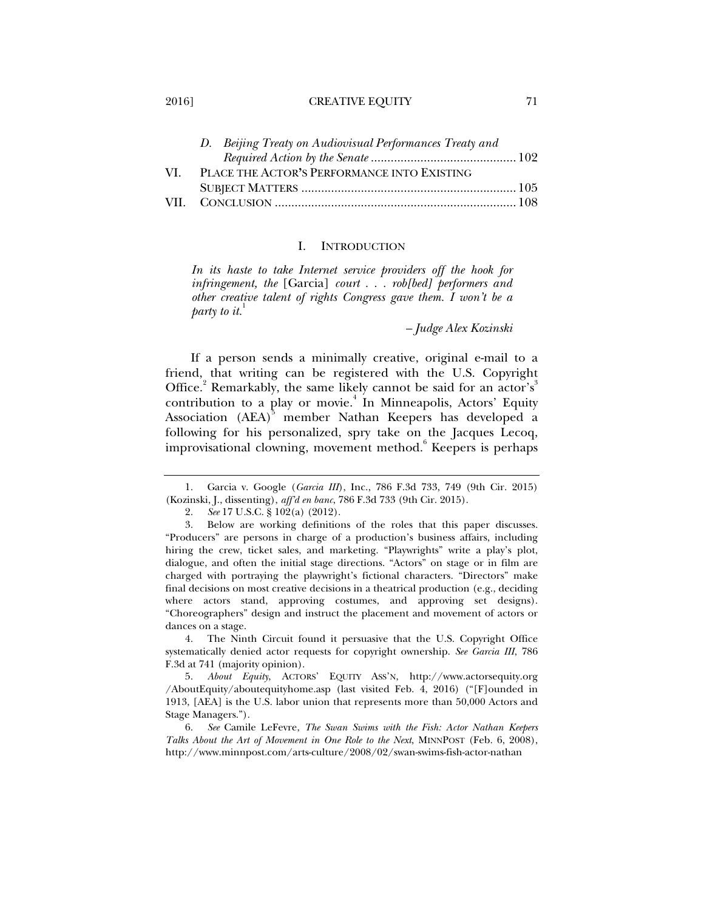D. *Beijing Treaty on Audiovisual Performances Treaty and Required Action by the Senate* ............................................ 102

VI. PLACE THE ACTOR'S PERFORMANCE INTO EXISTING SUBJECT MATTERS ................................................................ 105

VII. CONCLUSION ........................................................................ 108

# I. INTRODUCTION

*In its haste to take Internet service providers off the hook for infringement, the* [Garcia] *court . . . rob[bed] performers and other creative talent of rights Congress gave them. I won't be a party to it.*[1]

*– Judge Alex Kozinski*

If a person sends a minimally creative, original e-mail to a friend, that writing can be registered with the U.S. Copyright Office.[2] Remarkably, the same likely cannot be said for an actor's[3] contribution to a play or movie.[4] In Minneapolis, Actors' Equity Association (AEA)[5] member Nathan Keepers has developed a following for his personalized, spry take on the Jacques Lecoq, improvisational clowning, movement method.[6] Keepers is perhaps

---

1. Garcia v. Google (*Garcia III*), Inc., 786 F.3d 733, 749 (9th Cir. 2015) (Kozinski, J., dissenting), *aff'd en banc*, 786 F.3d 733 (9th Cir. 2015).

2. *See* 17 U.S.C. § 102(a) (2012).

3. Below are working definitions of the roles that this paper discusses. "Producers" are persons in charge of a production's business affairs, including hiring the crew, ticket sales, and marketing. "Playwrights" write a play's plot, dialogue, and often the initial stage directions. "Actors" on stage or in film are charged with portraying the playwright's fictional characters. "Directors" make final decisions on most creative decisions in a theatrical production (e.g., deciding where actors stand, approving costumes, and approving set designs). "Choreographers" design and instruct the placement and movement of actors or dances on a stage.

4. The Ninth Circuit found it persuasive that the U.S. Copyright Office systematically denied actor requests for copyright ownership. *See Garcia III*, 786 F.3d at 741 (majority opinion).

5. *About Equity*, ACTORS' EQUITY ASS'N, http://www.actorsequity.org/AboutEquity/aboutequityhome.asp (last visited Feb. 4, 2016) ("[F]ounded in 1913, [AEA] is the U.S. labor union that represents more than 50,000 Actors and Stage Managers.").

6. *See* Camile LeFevre, *The Swan Swims with the Fish: Actor Nathan Keepers Talks About the Art of Movement in One Role to the Next*, MINNPOST (Feb. 6, 2008), http://www.minnpost.com/arts-culture/2008/02/swan-swims-fish-actor-nathan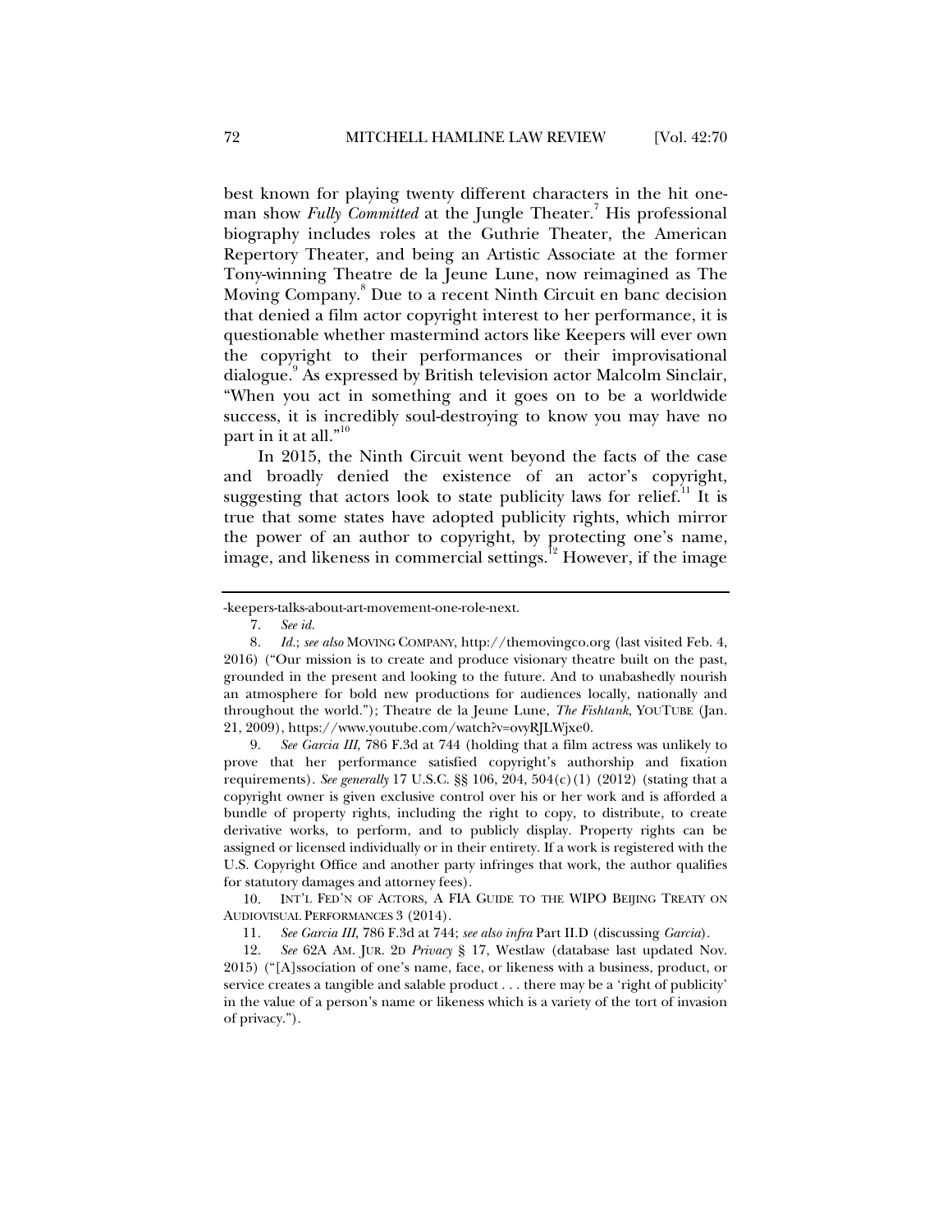best known for playing twenty different characters in the hit one-man show *Fully Committed* at the Jungle Theater.[7] His professional biography includes roles at the Guthrie Theater, the American Repertory Theater, and being an Artistic Associate at the former Tony-winning Theatre de la Jeune Lune, now reimagined as The Moving Company.[8] Due to a recent Ninth Circuit en banc decision that denied a film actor copyright interest to her performance, it is questionable whether mastermind actors like Keepers will ever own the copyright to their performances or their improvisational dialogue.[9] As expressed by British television actor Malcolm Sinclair, "When you act in something and it goes on to be a worldwide success, it is incredibly soul-destroying to know you may have no part in it at all."[10]

In 2015, the Ninth Circuit went beyond the facts of the case and broadly denied the existence of an actor's copyright, suggesting that actors look to state publicity laws for relief.[11] It is true that some states have adopted publicity rights, which mirror the power of an author to copyright, by protecting one's name, image, and likeness in commercial settings.[12] However, if the image

---

-keepers-talks-about-art-movement-one-role-next.

7. *See id.*

8. *Id.*; *see also* MOVING COMPANY, http://themovingco.org (last visited Feb. 4, 2016) ("Our mission is to create and produce visionary theatre built on the past, grounded in the present and looking to the future. And to unabashedly nourish an atmosphere for bold new productions for audiences locally, nationally and throughout the world."); Theatre de la Jeune Lune, *The Fishtank*, YOUTUBE (Jan. 21, 2009), https://www.youtube.com/watch?v=ovyRJLWjxe0.

9. *See Garcia III*, 786 F.3d at 744 (holding that a film actress was unlikely to prove that her performance satisfied copyright's authorship and fixation requirements). *See generally* 17 U.S.C. §§ 106, 204, 504(c)(1) (2012) (stating that a copyright owner is given exclusive control over his or her work and is afforded a bundle of property rights, including the right to copy, to distribute, to create derivative works, to perform, and to publicly display. Property rights can be assigned or licensed individually or in their entirety. If a work is registered with the U.S. Copyright Office and another party infringes that work, the author qualifies for statutory damages and attorney fees).

10. INT'L FED'N OF ACTORS, A FIA GUIDE TO THE WIPO BEIJING TREATY ON AUDIOVISUAL PERFORMANCES 3 (2014).

11. *See Garcia III*, 786 F.3d at 744; *see also infra* Part II.D (discussing *Garcia*).

12. *See* 62A AM. JUR. 2D *Privacy* § 17, Westlaw (database last updated Nov. 2015) ("[A]ssociation of one's name, face, or likeness with a business, product, or service creates a tangible and salable product . . . there may be a 'right of publicity' in the value of a person's name or likeness which is a variety of the tort of invasion of privacy.").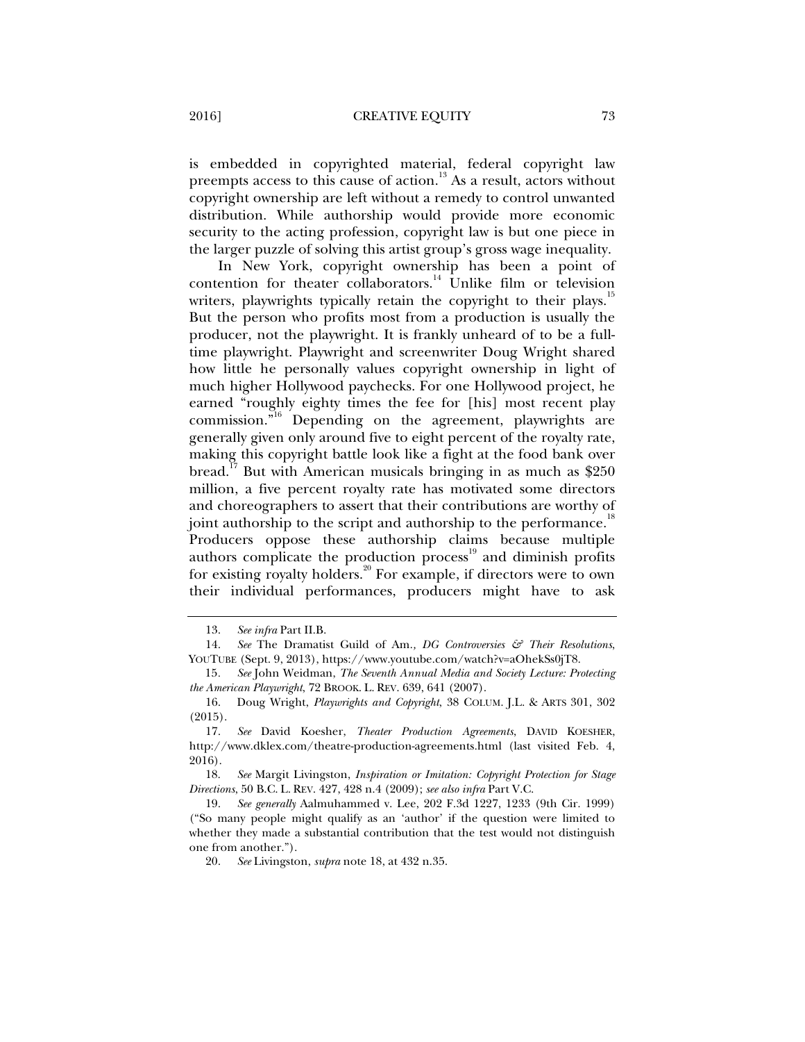is embedded in copyrighted material, federal copyright law preempts access to this cause of action.[13] As a result, actors without copyright ownership are left without a remedy to control unwanted distribution. While authorship would provide more economic security to the acting profession, copyright law is but one piece in the larger puzzle of solving this artist group's gross wage inequality.

In New York, copyright ownership has been a point of contention for theater collaborators.[14] Unlike film or television writers, playwrights typically retain the copyright to their plays.[15] But the person who profits most from a production is usually the producer, not the playwright. It is frankly unheard of to be a full-time playwright. Playwright and screenwriter Doug Wright shared how little he personally values copyright ownership in light of much higher Hollywood paychecks. For one Hollywood project, he earned "roughly eighty times the fee for [his] most recent play commission."[16] Depending on the agreement, playwrights are generally given only around five to eight percent of the royalty rate, making this copyright battle look like a fight at the food bank over bread.[17] But with American musicals bringing in as much as $250 million, a five percent royalty rate has motivated some directors and choreographers to assert that their contributions are worthy of joint authorship to the script and authorship to the performance.[18] Producers oppose these authorship claims because multiple authors complicate the production process[19] and diminish profits for existing royalty holders.[20] For example, if directors were to own their individual performances, producers might have to ask

---

13. *See infra* Part II.B.

14. *See* The Dramatist Guild of Am., *DG Controversies & Their Resolutions*, YOUTUBE (Sept. 9, 2013), https://www.youtube.com/watch?v=aOhekSs0jT8.

15. *See* John Weidman, *The Seventh Annual Media and Society Lecture: Protecting the American Playwright*, 72 BROOK. L. REV. 639, 641 (2007).

16. Doug Wright, *Playwrights and Copyright*, 38 COLUM. J.L. & ARTS 301, 302 (2015).

17. *See* David Koesher, *Theater Production Agreements*, DAVID KOESHER, http://www.dklex.com/theatre-production-agreements.html (last visited Feb. 4, 2016).

18. *See* Margit Livingston, *Inspiration or Imitation: Copyright Protection for Stage Directions*, 50 B.C. L. REV. 427, 428 n.4 (2009); *see also infra* Part V.C.

19. *See generally* Aalmuhammed v. Lee, 202 F.3d 1227, 1233 (9th Cir. 1999) ("So many people might qualify as an 'author' if the question were limited to whether they made a substantial contribution that the test would not distinguish one from another.").

20. *See* Livingston, *supra* note 18, at 432 n.35.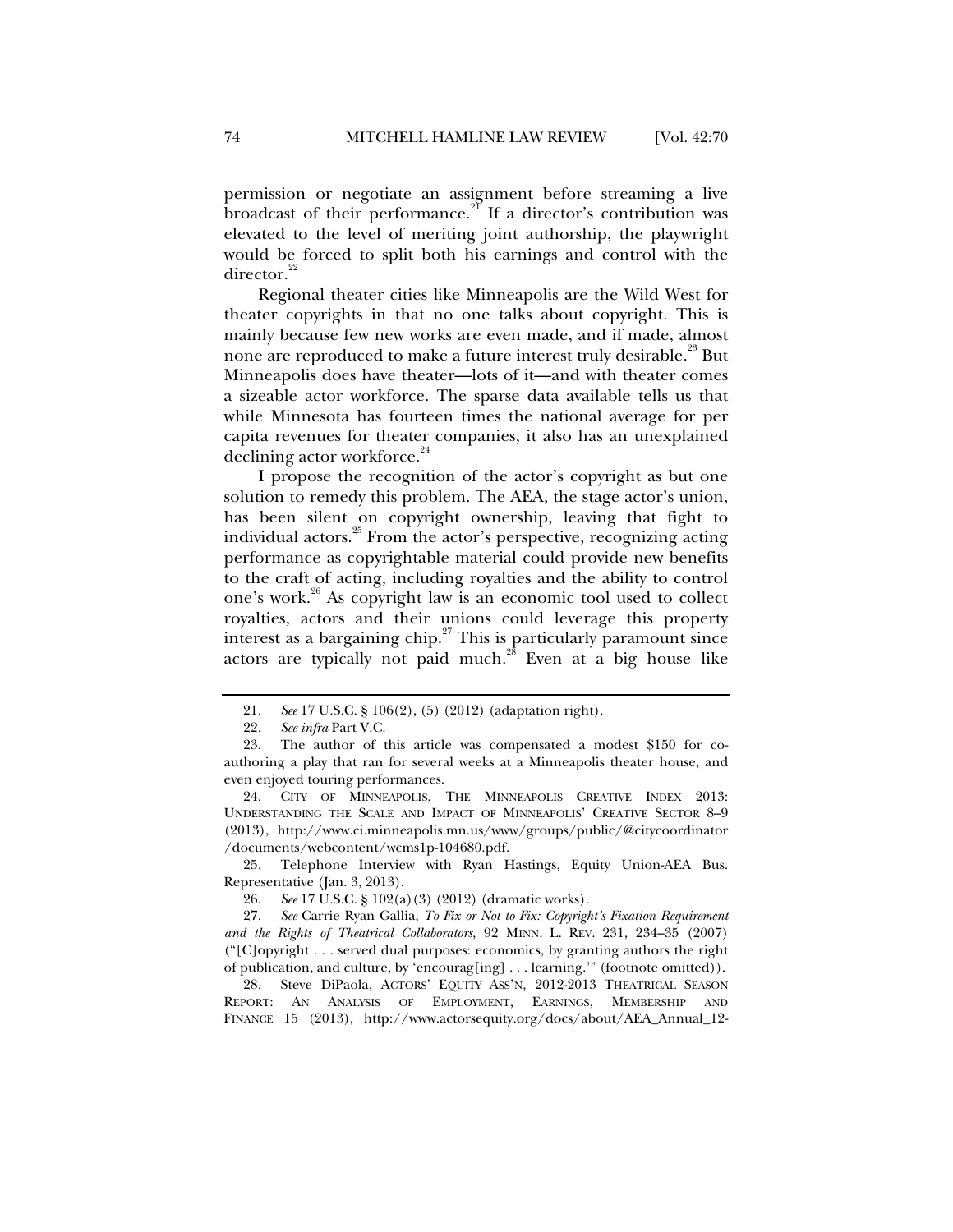permission or negotiate an assignment before streaming a live broadcast of their performance.[21] If a director's contribution was elevated to the level of meriting joint authorship, the playwright would be forced to split both his earnings and control with the director.[22]

Regional theater cities like Minneapolis are the Wild West for theater copyrights in that no one talks about copyright. This is mainly because few new works are even made, and if made, almost none are reproduced to make a future interest truly desirable.[23] But Minneapolis does have theater—lots of it—and with theater comes a sizeable actor workforce. The sparse data available tells us that while Minnesota has fourteen times the national average for per capita revenues for theater companies, it also has an unexplained declining actor workforce.[24]

I propose the recognition of the actor's copyright as but one solution to remedy this problem. The AEA, the stage actor's union, has been silent on copyright ownership, leaving that fight to individual actors.[25] From the actor's perspective, recognizing acting performance as copyrightable material could provide new benefits to the craft of acting, including royalties and the ability to control one's work.[26] As copyright law is an economic tool used to collect royalties, actors and their unions could leverage this property interest as a bargaining chip.[27] This is particularly paramount since actors are typically not paid much.[28] Even at a big house like

---

21. *See* 17 U.S.C. § 106(2), (5) (2012) (adaptation right).

22. *See infra* Part V.C.

23. The author of this article was compensated a modest $150 for co-authoring a play that ran for several weeks at a Minneapolis theater house, and even enjoyed touring performances.

24. CITY OF MINNEAPOLIS, THE MINNEAPOLIS CREATIVE INDEX 2013: UNDERSTANDING THE SCALE AND IMPACT OF MINNEAPOLIS' CREATIVE SECTOR 8–9 (2013), http://www.ci.minneapolis.mn.us/www/groups/public/@citycoordinator/documents/webcontent/wcms1p-104680.pdf.

25. Telephone Interview with Ryan Hastings, Equity Union-AEA Bus. Representative (Jan. 3, 2013).

26. *See* 17 U.S.C. § 102(a)(3) (2012) (dramatic works).

27. *See* Carrie Ryan Gallia, *To Fix or Not to Fix: Copyright's Fixation Requirement and the Rights of Theatrical Collaborators*, 92 MINN. L. REV. 231, 234–35 (2007) ("[C]opyright . . . served dual purposes: economics, by granting authors the right of publication, and culture, by 'encourag[ing] . . . learning.'" (footnote omitted)).

28. Steve DiPaola, ACTORS' EQUITY ASS'N, 2012-2013 THEATRICAL SEASON REPORT: AN ANALYSIS OF EMPLOYMENT, EARNINGS, MEMBERSHIP AND FINANCE 15 (2013), http://www.actorsequity.org/docs/about/AEA_Annual_12-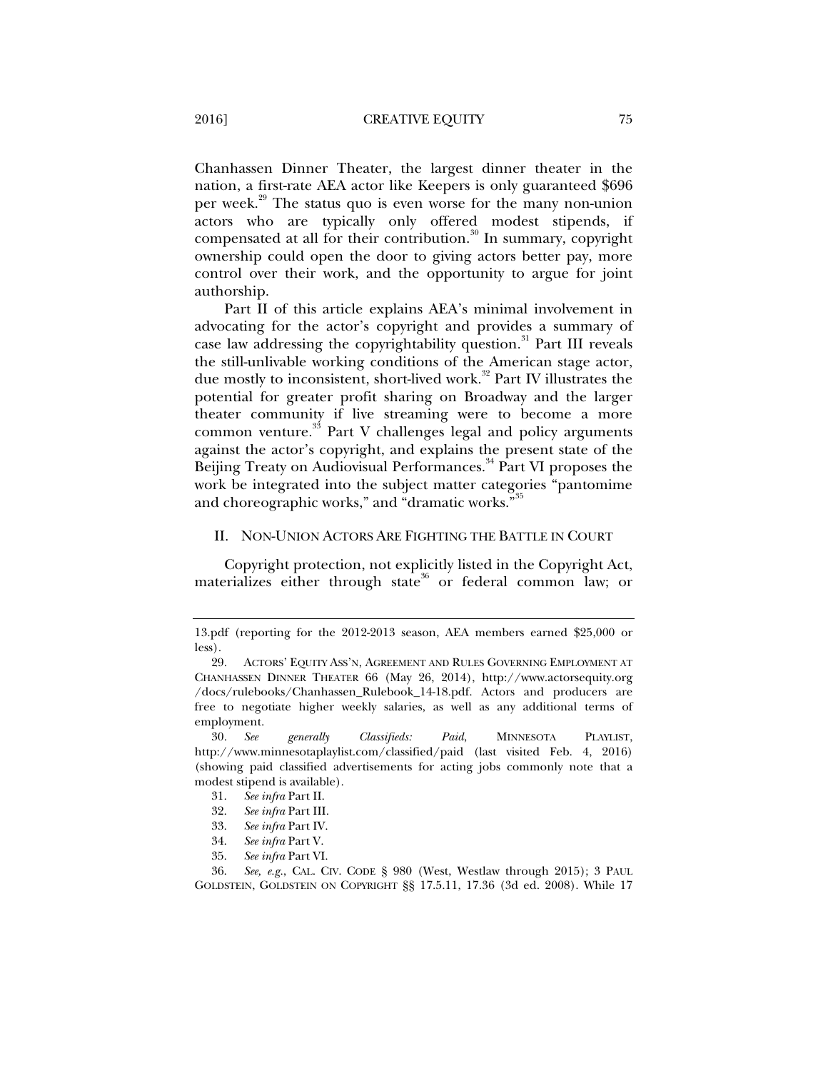Chanhassen Dinner Theater, the largest dinner theater in the nation, a first-rate AEA actor like Keepers is only guaranteed $696 per week.[29] The status quo is even worse for the many non-union actors who are typically only offered modest stipends, if compensated at all for their contribution.[30] In summary, copyright ownership could open the door to giving actors better pay, more control over their work, and the opportunity to argue for joint authorship.

Part II of this article explains AEA's minimal involvement in advocating for the actor's copyright and provides a summary of case law addressing the copyrightability question.[31] Part III reveals the still-unlivable working conditions of the American stage actor, due mostly to inconsistent, short-lived work.[32] Part IV illustrates the potential for greater profit sharing on Broadway and the larger theater community if live streaming were to become a more common venture.[33] Part V challenges legal and policy arguments against the actor's copyright, and explains the present state of the Beijing Treaty on Audiovisual Performances.[34] Part VI proposes the work be integrated into the subject matter categories "pantomime and choreographic works," and "dramatic works."[35]

## II. NON-UNION ACTORS ARE FIGHTING THE BATTLE IN COURT

Copyright protection, not explicitly listed in the Copyright Act, materializes either through state[36] or federal common law; or

---

13.pdf (reporting for the 2012-2013 season, AEA members earned $25,000 or less).

29. ACTORS' EQUITY ASS'N, AGREEMENT AND RULES GOVERNING EMPLOYMENT AT CHANHASSEN DINNER THEATER 66 (May 26, 2014), http://www.actorsequity.org/docs/rulebooks/Chanhassen_Rulebook_14-18.pdf. Actors and producers are free to negotiate higher weekly salaries, as well as any additional terms of employment.

30. *See generally Classifieds: Paid*, MINNESOTA PLAYLIST, http://www.minnesotaplaylist.com/classified/paid (last visited Feb. 4, 2016) (showing paid classified advertisements for acting jobs commonly note that a modest stipend is available).

31. *See infra* Part II.

32. *See infra* Part III.

33. *See infra* Part IV.

34. *See infra* Part V.

35. *See infra* Part VI.

36. *See, e.g.*, CAL. CIV. CODE § 980 (West, Westlaw through 2015); 3 PAUL GOLDSTEIN, GOLDSTEIN ON COPYRIGHT §§ 17.5.11, 17.36 (3d ed. 2008). While 17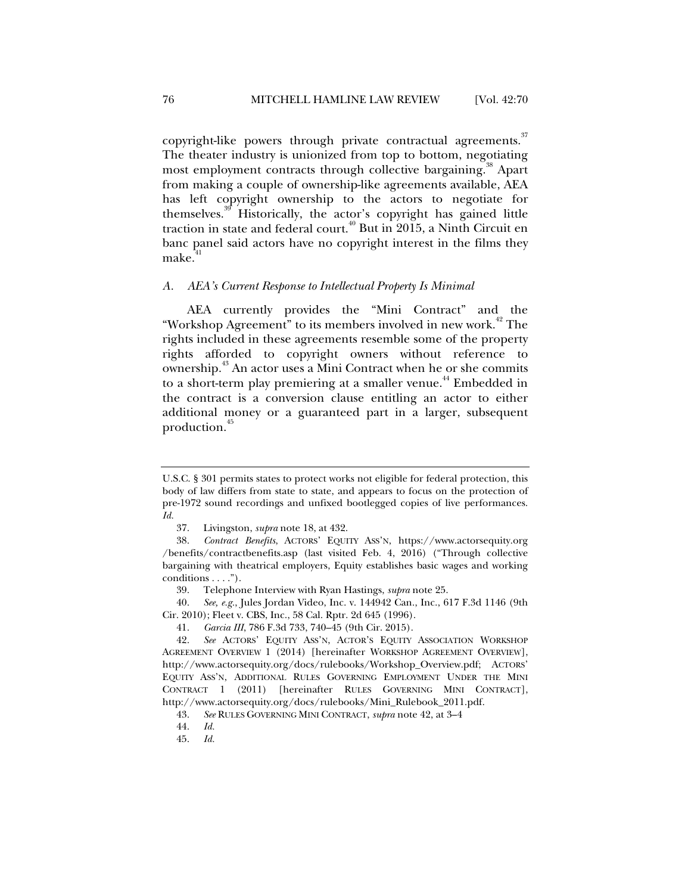copyright-like powers through private contractual agreements.[37] The theater industry is unionized from top to bottom, negotiating most employment contracts through collective bargaining.[38] Apart from making a couple of ownership-like agreements available, AEA has left copyright ownership to the actors to negotiate for themselves.[39] Historically, the actor's copyright has gained little traction in state and federal court.[40] But in 2015, a Ninth Circuit en banc panel said actors have no copyright interest in the films they make.[41]

### *A. AEA's Current Response to Intellectual Property Is Minimal*

AEA currently provides the "Mini Contract" and the "Workshop Agreement" to its members involved in new work.[42] The rights included in these agreements resemble some of the property rights afforded to copyright owners without reference to ownership.[43] An actor uses a Mini Contract when he or she commits to a short-term play premiering at a smaller venue.[44] Embedded in the contract is a conversion clause entitling an actor to either additional money or a guaranteed part in a larger, subsequent production.[45]

---

U.S.C. § 301 permits states to protect works not eligible for federal protection, this body of law differs from state to state, and appears to focus on the protection of pre-1972 sound recordings and unfixed bootlegged copies of live performances. *Id.*

37. Livingston, *supra* note 18, at 432.

38. *Contract Benefits*, ACTORS' EQUITY ASS'N, https://www.actorsequity.org/benefits/contractbenefits.asp (last visited Feb. 4, 2016) ("Through collective bargaining with theatrical employers, Equity establishes basic wages and working conditions . . . .").

39. Telephone Interview with Ryan Hastings, *supra* note 25.

40. *See, e.g.*, Jules Jordan Video, Inc. v. 144942 Can., Inc., 617 F.3d 1146 (9th Cir. 2010); Fleet v. CBS, Inc., 58 Cal. Rptr. 2d 645 (1996).

41. *Garcia III*, 786 F.3d 733, 740–45 (9th Cir. 2015).

42. *See* ACTORS' EQUITY ASS'N, ACTOR'S EQUITY ASSOCIATION WORKSHOP AGREEMENT OVERVIEW 1 (2014) [hereinafter WORKSHOP AGREEMENT OVERVIEW], http://www.actorsequity.org/docs/rulebooks/Workshop_Overview.pdf; ACTORS' EQUITY ASS'N, ADDITIONAL RULES GOVERNING EMPLOYMENT UNDER THE MINI CONTRACT 1 (2011) [hereinafter RULES GOVERNING MINI CONTRACT], http://www.actorsequity.org/docs/rulebooks/Mini_Rulebook_2011.pdf.

43. *See* RULES GOVERNING MINI CONTRACT, *supra* note 42, at 3–4

44. *Id.*

45. *Id.*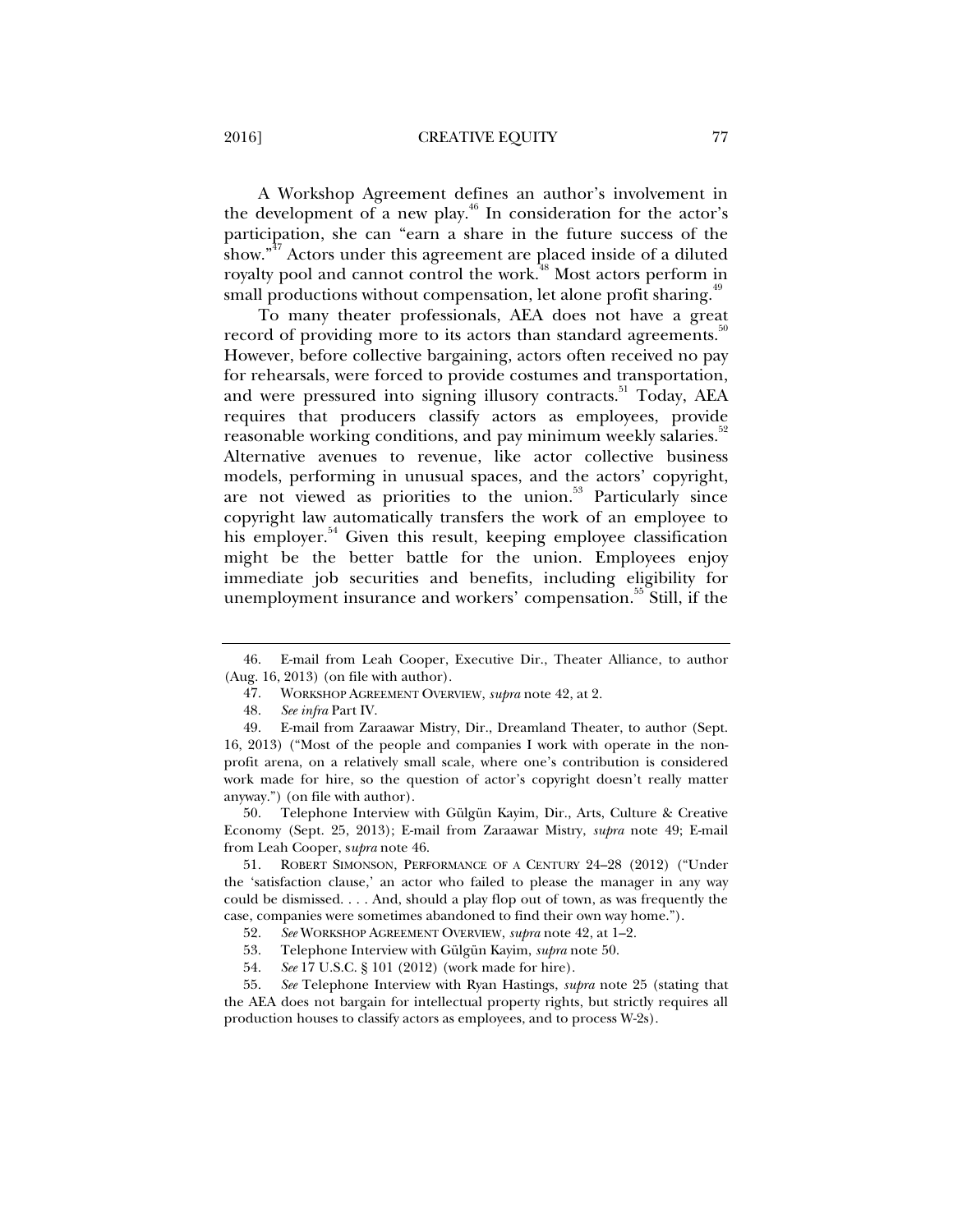A Workshop Agreement defines an author's involvement in the development of a new play.[46] In consideration for the actor's participation, she can "earn a share in the future success of the show."[47] Actors under this agreement are placed inside of a diluted royalty pool and cannot control the work.[48] Most actors perform in small productions without compensation, let alone profit sharing.[49]

To many theater professionals, AEA does not have a great record of providing more to its actors than standard agreements.[50] However, before collective bargaining, actors often received no pay for rehearsals, were forced to provide costumes and transportation, and were pressured into signing illusory contracts.[51] Today, AEA requires that producers classify actors as employees, provide reasonable working conditions, and pay minimum weekly salaries.[52] Alternative avenues to revenue, like actor collective business models, performing in unusual spaces, and the actors' copyright, are not viewed as priorities to the union.[53] Particularly since copyright law automatically transfers the work of an employee to his employer.[54] Given this result, keeping employee classification might be the better battle for the union. Employees enjoy immediate job securities and benefits, including eligibility for unemployment insurance and workers' compensation.[55] Still, if the

---

46. E-mail from Leah Cooper, Executive Dir., Theater Alliance, to author (Aug. 16, 2013) (on file with author).

47. WORKSHOP AGREEMENT OVERVIEW, *supra* note 42, at 2.

48. *See infra* Part IV.

49. E-mail from Zaraawar Mistry, Dir., Dreamland Theater, to author (Sept. 16, 2013) ("Most of the people and companies I work with operate in the non-profit arena, on a relatively small scale, where one's contribution is considered work made for hire, so the question of actor's copyright doesn't really matter anyway.") (on file with author).

50. Telephone Interview with Gülgün Kayim, Dir., Arts, Culture & Creative Economy (Sept. 25, 2013); E-mail from Zaraawar Mistry, *supra* note 49; E-mail from Leah Cooper, *supra* note 46.

51. ROBERT SIMONSON, PERFORMANCE OF A CENTURY 24–28 (2012) ("Under the 'satisfaction clause,' an actor who failed to please the manager in any way could be dismissed. . . . And, should a play flop out of town, as was frequently the case, companies were sometimes abandoned to find their own way home.").

52. *See* WORKSHOP AGREEMENT OVERVIEW, *supra* note 42, at 1–2.

53. Telephone Interview with Gülgün Kayim, *supra* note 50.

54. *See* 17 U.S.C. § 101 (2012) (work made for hire).

55. *See* Telephone Interview with Ryan Hastings, *supra* note 25 (stating that the AEA does not bargain for intellectual property rights, but strictly requires all production houses to classify actors as employees, and to process W-2s).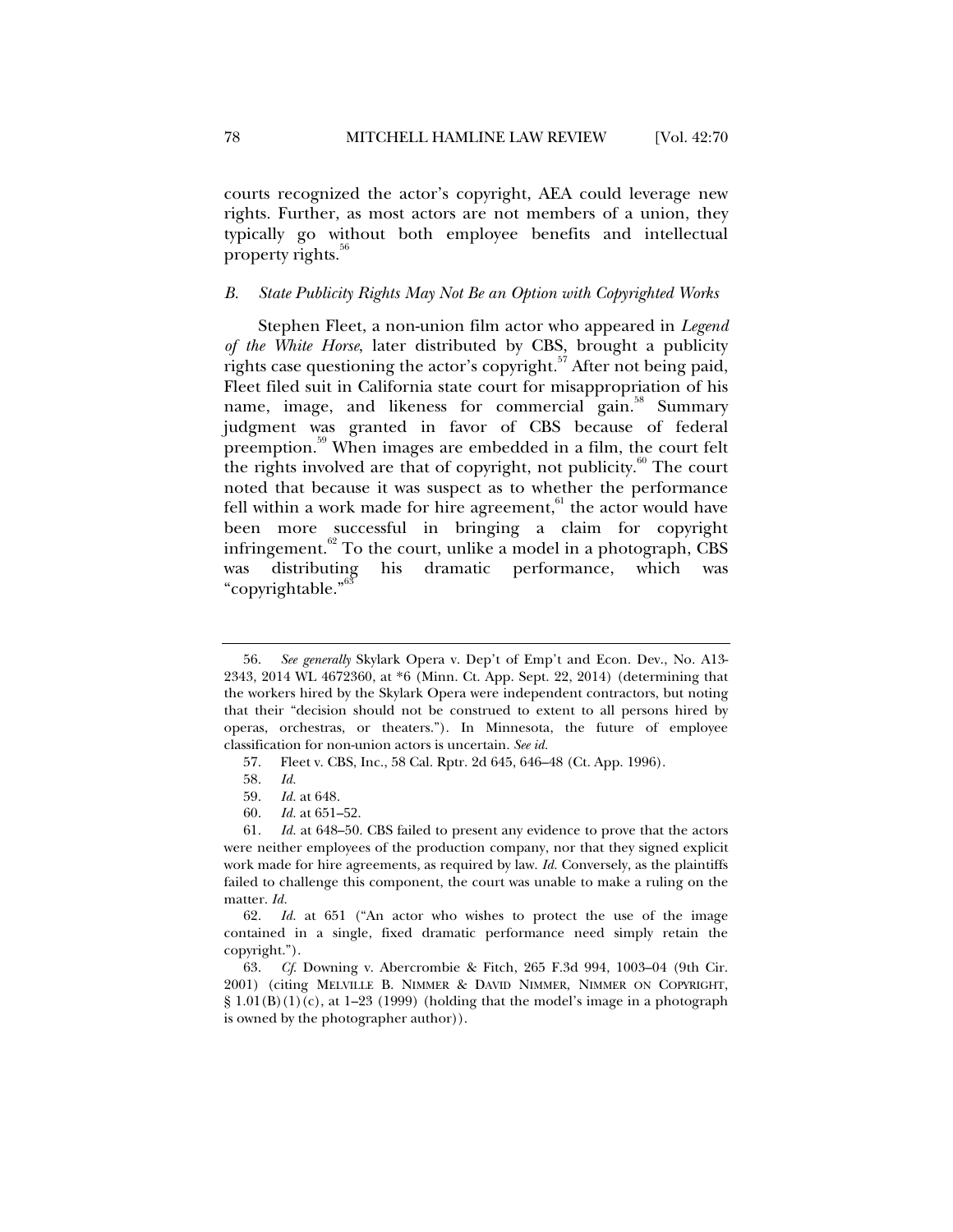courts recognized the actor's copyright, AEA could leverage new rights. Further, as most actors are not members of a union, they typically go without both employee benefits and intellectual property rights.[56]

### *B. State Publicity Rights May Not Be an Option with Copyrighted Works*

Stephen Fleet, a non-union film actor who appeared in *Legend of the White Horse*, later distributed by CBS, brought a publicity rights case questioning the actor's copyright.[57] After not being paid, Fleet filed suit in California state court for misappropriation of his name, image, and likeness for commercial gain.[58] Summary judgment was granted in favor of CBS because of federal preemption.[59] When images are embedded in a film, the court felt the rights involved are that of copyright, not publicity.[60] The court noted that because it was suspect as to whether the performance fell within a work made for hire agreement,[61] the actor would have been more successful in bringing a claim for copyright infringement.[62] To the court, unlike a model in a photograph, CBS was distributing his dramatic performance, which was "copyrightable."[63]

---

56. *See generally* Skylark Opera v. Dep't of Emp't and Econ. Dev., No. A13-2343, 2014 WL 4672360, at *6 (Minn. Ct. App. Sept. 22, 2014) (determining that the workers hired by the Skylark Opera were independent contractors, but noting that their "decision should not be construed to extent to all persons hired by operas, orchestras, or theaters."). In Minnesota, the future of employee classification for non-union actors is uncertain. *See id.*

57. Fleet v. CBS, Inc., 58 Cal. Rptr. 2d 645, 646–48 (Ct. App. 1996).

58. *Id.*

59. *Id.* at 648.

60. *Id.* at 651–52.

61. *Id.* at 648–50. CBS failed to present any evidence to prove that the actors were neither employees of the production company, nor that they signed explicit work made for hire agreements, as required by law. *Id.* Conversely, as the plaintiffs failed to challenge this component, the court was unable to make a ruling on the matter. *Id.*

62. *Id.* at 651 ("An actor who wishes to protect the use of the image contained in a single, fixed dramatic performance need simply retain the copyright.").

63. *Cf.* Downing v. Abercrombie & Fitch, 265 F.3d 994, 1003–04 (9th Cir. 2001) (citing MELVILLE B. NIMMER & DAVID NIMMER, NIMMER ON COPYRIGHT, § 1.01(B)(1)(c), at 1–23 (1999) (holding that the model's image in a photograph is owned by the photographer author)).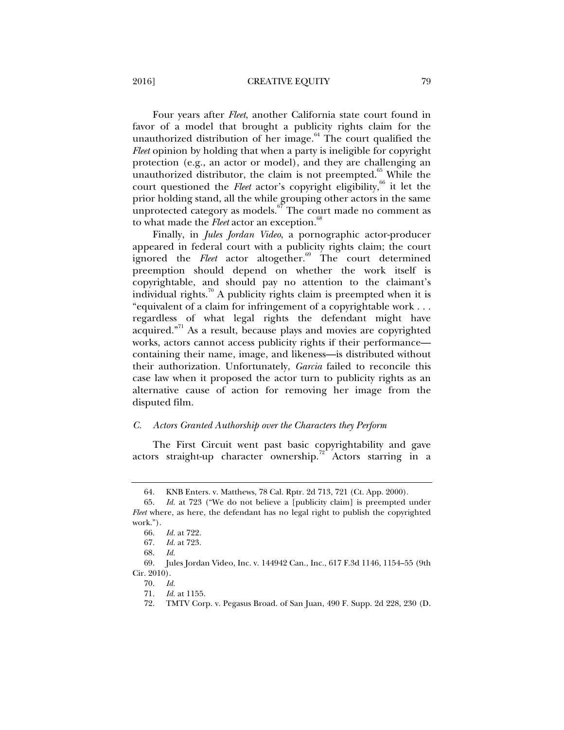Four years after *Fleet*, another California state court found in favor of a model that brought a publicity rights claim for the unauthorized distribution of her image.[64] The court qualified the *Fleet* opinion by holding that when a party is ineligible for copyright protection (e.g., an actor or model), and they are challenging an unauthorized distributor, the claim is not preempted.[65] While the court questioned the *Fleet* actor's copyright eligibility,[66] it let the prior holding stand, all the while grouping other actors in the same unprotected category as models.[67] The court made no comment as to what made the *Fleet* actor an exception.[68]

Finally, in *Jules Jordan Video*, a pornographic actor-producer appeared in federal court with a publicity rights claim; the court ignored the *Fleet* actor altogether.[69] The court determined preemption should depend on whether the work itself is copyrightable, and should pay no attention to the claimant's individual rights.[70] A publicity rights claim is preempted when it is "equivalent of a claim for infringement of a copyrightable work . . . regardless of what legal rights the defendant might have acquired."[71] As a result, because plays and movies are copyrighted works, actors cannot access publicity rights if their performance—containing their name, image, and likeness—is distributed without their authorization. Unfortunately, *Garcia* failed to reconcile this case law when it proposed the actor turn to publicity rights as an alternative cause of action for removing her image from the disputed film.

### *C. Actors Granted Authorship over the Characters they Perform*

The First Circuit went past basic copyrightability and gave actors straight-up character ownership.[72] Actors starring in a

---

64. KNB Enters. v. Matthews, 78 Cal. Rptr. 2d 713, 721 (Ct. App. 2000).

65. *Id.* at 723 ("We do not believe a [publicity claim] is preempted under *Fleet* where, as here, the defendant has no legal right to publish the copyrighted work.").

66. *Id.* at 722.

67. *Id.* at 723.

68. *Id.*

69. Jules Jordan Video, Inc. v. 144942 Can., Inc., 617 F.3d 1146, 1154–55 (9th Cir. 2010).

70. *Id.*

71. *Id.* at 1155.

72. TMTV Corp. v. Pegasus Broad. of San Juan, 490 F. Supp. 2d 228, 230 (D.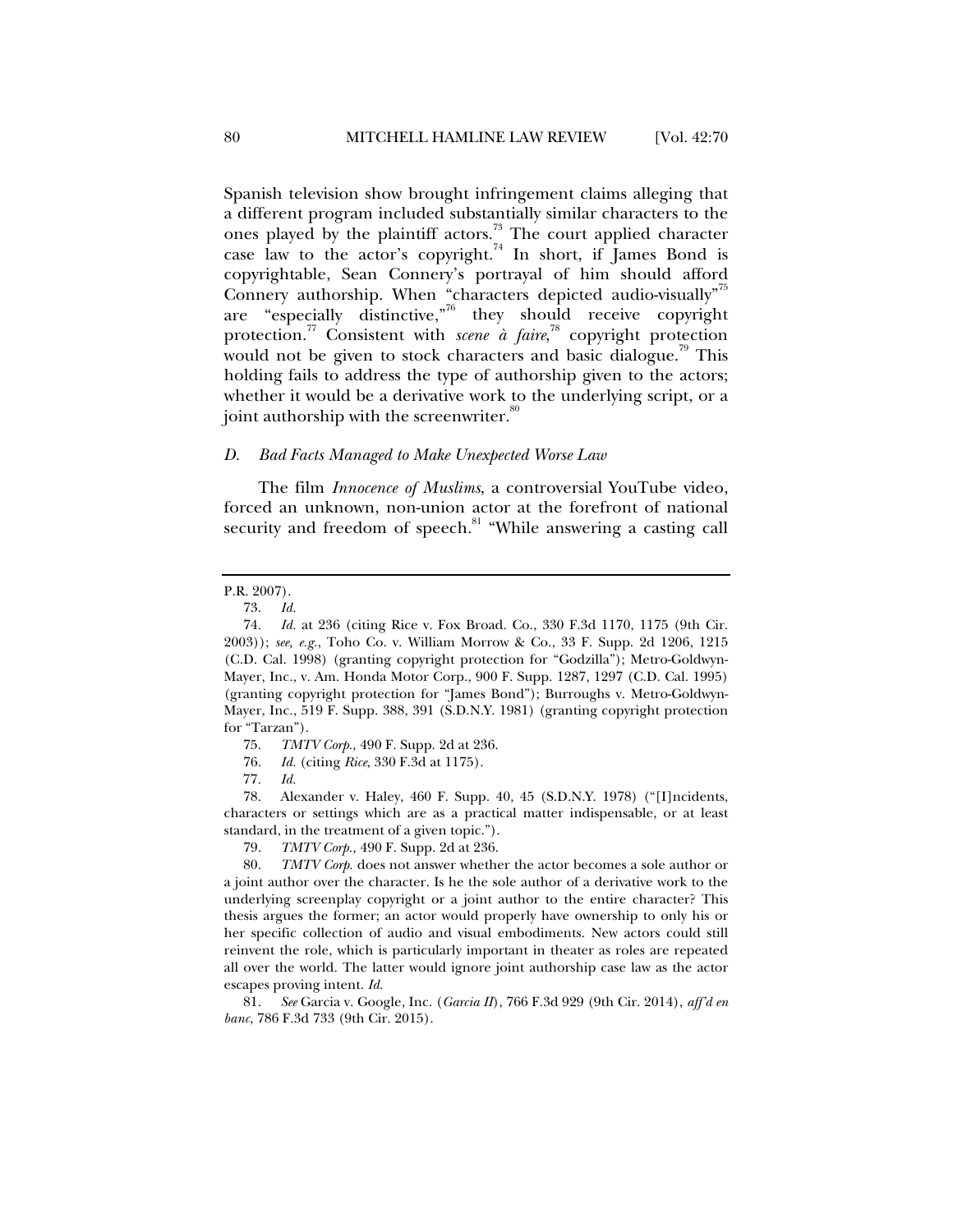Spanish television show brought infringement claims alleging that a different program included substantially similar characters to the ones played by the plaintiff actors.[73] The court applied character case law to the actor's copyright.[74] In short, if James Bond is copyrightable, Sean Connery's portrayal of him should afford Connery authorship. When "characters depicted audio-visually"[75] are "especially distinctive,"[76] they should receive copyright protection.[77] Consistent with *scene à faire*,[78] copyright protection would not be given to stock characters and basic dialogue.[79] This holding fails to address the type of authorship given to the actors; whether it would be a derivative work to the underlying script, or a joint authorship with the screenwriter.[80]

### *D. Bad Facts Managed to Make Unexpected Worse Law*

The film *Innocence of Muslims*, a controversial YouTube video, forced an unknown, non-union actor at the forefront of national security and freedom of speech.[81] "While answering a casting call

---

P.R. 2007).

73. *Id.*

74. *Id.* at 236 (citing Rice v. Fox Broad. Co., 330 F.3d 1170, 1175 (9th Cir. 2003)); *see, e.g.*, Toho Co. v. William Morrow & Co., 33 F. Supp. 2d 1206, 1215 (C.D. Cal. 1998) (granting copyright protection for "Godzilla"); Metro-Goldwyn-Mayer, Inc., v. Am. Honda Motor Corp., 900 F. Supp. 1287, 1297 (C.D. Cal. 1995) (granting copyright protection for "James Bond"); Burroughs v. Metro-Goldwyn-Mayer, Inc., 519 F. Supp. 388, 391 (S.D.N.Y. 1981) (granting copyright protection for "Tarzan").

75. *TMTV Corp.*, 490 F. Supp. 2d at 236.

76. *Id.* (citing *Rice*, 330 F.3d at 1175).

77. *Id.*

78. Alexander v. Haley, 460 F. Supp. 40, 45 (S.D.N.Y. 1978) ("[I]ncidents, characters or settings which are as a practical matter indispensable, or at least standard, in the treatment of a given topic.").

79. *TMTV Corp.*, 490 F. Supp. 2d at 236.

80. *TMTV Corp.* does not answer whether the actor becomes a sole author or a joint author over the character. Is he the sole author of a derivative work to the underlying screenplay copyright or a joint author to the entire character? This thesis argues the former; an actor would properly have ownership to only his or her specific collection of audio and visual embodiments. New actors could still reinvent the role, which is particularly important in theater as roles are repeated all over the world. The latter would ignore joint authorship case law as the actor escapes proving intent. *Id.*

81. *See* Garcia v. Google, Inc. (*Garcia II*), 766 F.3d 929 (9th Cir. 2014), *aff'd en banc*, 786 F.3d 733 (9th Cir. 2015).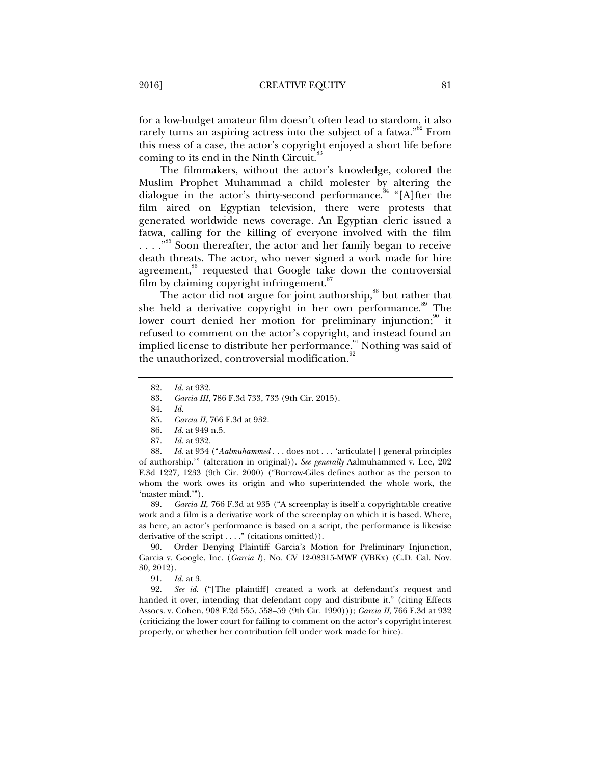for a low-budget amateur film doesn't often lead to stardom, it also rarely turns an aspiring actress into the subject of a fatwa."[82] From this mess of a case, the actor's copyright enjoyed a short life before coming to its end in the Ninth Circuit.[83]

The filmmakers, without the actor's knowledge, colored the Muslim Prophet Muhammad a child molester by altering the dialogue in the actor's thirty-second performance.[84] "[A]fter the film aired on Egyptian television, there were protests that generated worldwide news coverage. An Egyptian cleric issued a fatwa, calling for the killing of everyone involved with the film . . . ."[85] Soon thereafter, the actor and her family began to receive death threats. The actor, who never signed a work made for hire agreement,[86] requested that Google take down the controversial film by claiming copyright infringement.[87]

The actor did not argue for joint authorship,[88] but rather that she held a derivative copyright in her own performance.[89] The lower court denied her motion for preliminary injunction;[90] it refused to comment on the actor's copyright, and instead found an implied license to distribute her performance.[91] Nothing was said of the unauthorized, controversial modification.[92]

---

82. *Id.* at 932.

83. *Garcia III*, 786 F.3d 733, 733 (9th Cir. 2015).

84. *Id.*

85. *Garcia II*, 766 F.3d at 932.

86. *Id.* at 949 n.5.

87. *Id.* at 932.

88. *Id.* at 934 ("*Aalmuhammed* . . . does not . . . 'articulate[] general principles of authorship.'" (alteration in original)). *See generally* Aalmuhammed v. Lee, 202 F.3d 1227, 1233 (9th Cir. 2000) ("Burrow-Giles defines author as the person to whom the work owes its origin and who superintended the whole work, the 'master mind.'").

89. *Garcia II*, 766 F.3d at 935 ("A screenplay is itself a copyrightable creative work and a film is a derivative work of the screenplay on which it is based. Where, as here, an actor's performance is based on a script, the performance is likewise derivative of the script . . . ." (citations omitted)).

90. Order Denying Plaintiff Garcia's Motion for Preliminary Injunction, Garcia v. Google, Inc. (*Garcia I*), No. CV 12-08315-MWF (VBKx) (C.D. Cal. Nov. 30, 2012).

91. *Id.* at 3.

92. *See id.* ("[The plaintiff] created a work at defendant's request and handed it over, intending that defendant copy and distribute it." (citing Effects Assocs. v. Cohen, 908 F.2d 555, 558–59 (9th Cir. 1990))); *Garcia II*, 766 F.3d at 932 (criticizing the lower court for failing to comment on the actor's copyright interest properly, or whether her contribution fell under work made for hire).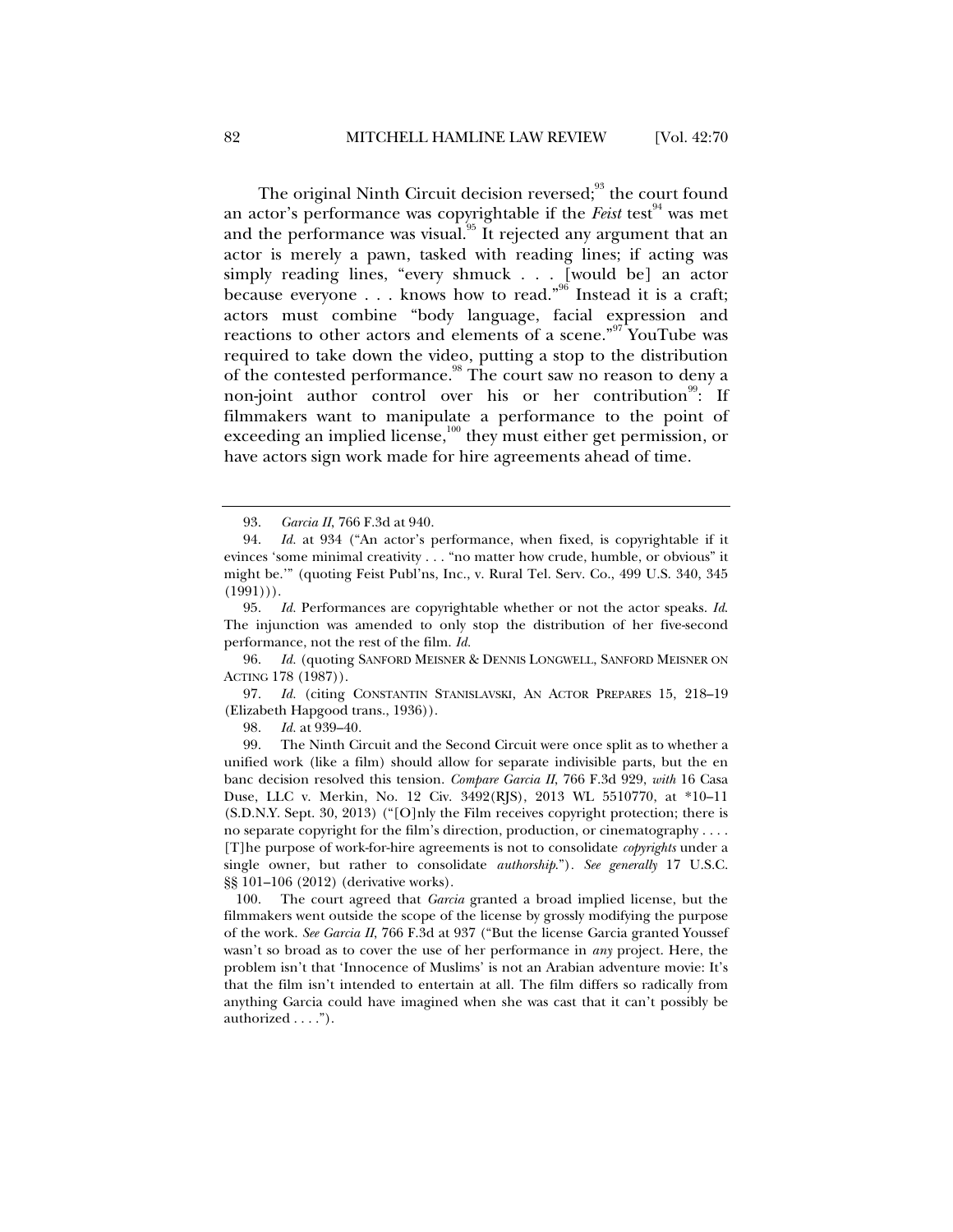The original Ninth Circuit decision reversed;[93] the court found an actor's performance was copyrightable if the *Feist* test[94] was met and the performance was visual.[95] It rejected any argument that an actor is merely a pawn, tasked with reading lines; if acting was simply reading lines, "every shmuck . . . [would be] an actor because everyone . . . knows how to read."[96] Instead it is a craft; actors must combine "body language, facial expression and reactions to other actors and elements of a scene."[97] YouTube was required to take down the video, putting a stop to the distribution of the contested performance.[98] The court saw no reason to deny a non-joint author control over his or her contribution[99]: If filmmakers want to manipulate a performance to the point of exceeding an implied license,[100] they must either get permission, or have actors sign work made for hire agreements ahead of time.

---

93. *Garcia II*, 766 F.3d at 940.

94. *Id.* at 934 ("An actor's performance, when fixed, is copyrightable if it evinces 'some minimal creativity . . . "no matter how crude, humble, or obvious" it might be.'" (quoting Feist Publ'ns, Inc., v. Rural Tel. Serv. Co., 499 U.S. 340, 345 (1991))).

95. *Id.* Performances are copyrightable whether or not the actor speaks. *Id.* The injunction was amended to only stop the distribution of her five-second performance, not the rest of the film. *Id.*

96. *Id.* (quoting SANFORD MEISNER & DENNIS LONGWELL, SANFORD MEISNER ON ACTING 178 (1987)).

97. *Id.* (citing CONSTANTIN STANISLAVSKI, AN ACTOR PREPARES 15, 218–19 (Elizabeth Hapgood trans., 1936)).

98. *Id.* at 939–40.

99. The Ninth Circuit and the Second Circuit were once split as to whether a unified work (like a film) should allow for separate indivisible parts, but the en banc decision resolved this tension. *Compare Garcia II*, 766 F.3d 929, *with* 16 Casa Duse, LLC v. Merkin, No. 12 Civ. 3492(RJS), 2013 WL 5510770, at *10–11 (S.D.N.Y. Sept. 30, 2013) ("[O]nly the Film receives copyright protection; there is no separate copyright for the film's direction, production, or cinematography . . . . [T]he purpose of work-for-hire agreements is not to consolidate *copyrights* under a single owner, but rather to consolidate *authorship*."). *See generally* 17 U.S.C. §§ 101–106 (2012) (derivative works).

100. The court agreed that *Garcia* granted a broad implied license, but the filmmakers went outside the scope of the license by grossly modifying the purpose of the work. *See Garcia II*, 766 F.3d at 937 ("But the license Garcia granted Youssef wasn't so broad as to cover the use of her performance in *any* project. Here, the problem isn't that 'Innocence of Muslims' is not an Arabian adventure movie: It's that the film isn't intended to entertain at all. The film differs so radically from anything Garcia could have imagined when she was cast that it can't possibly be authorized . . . .").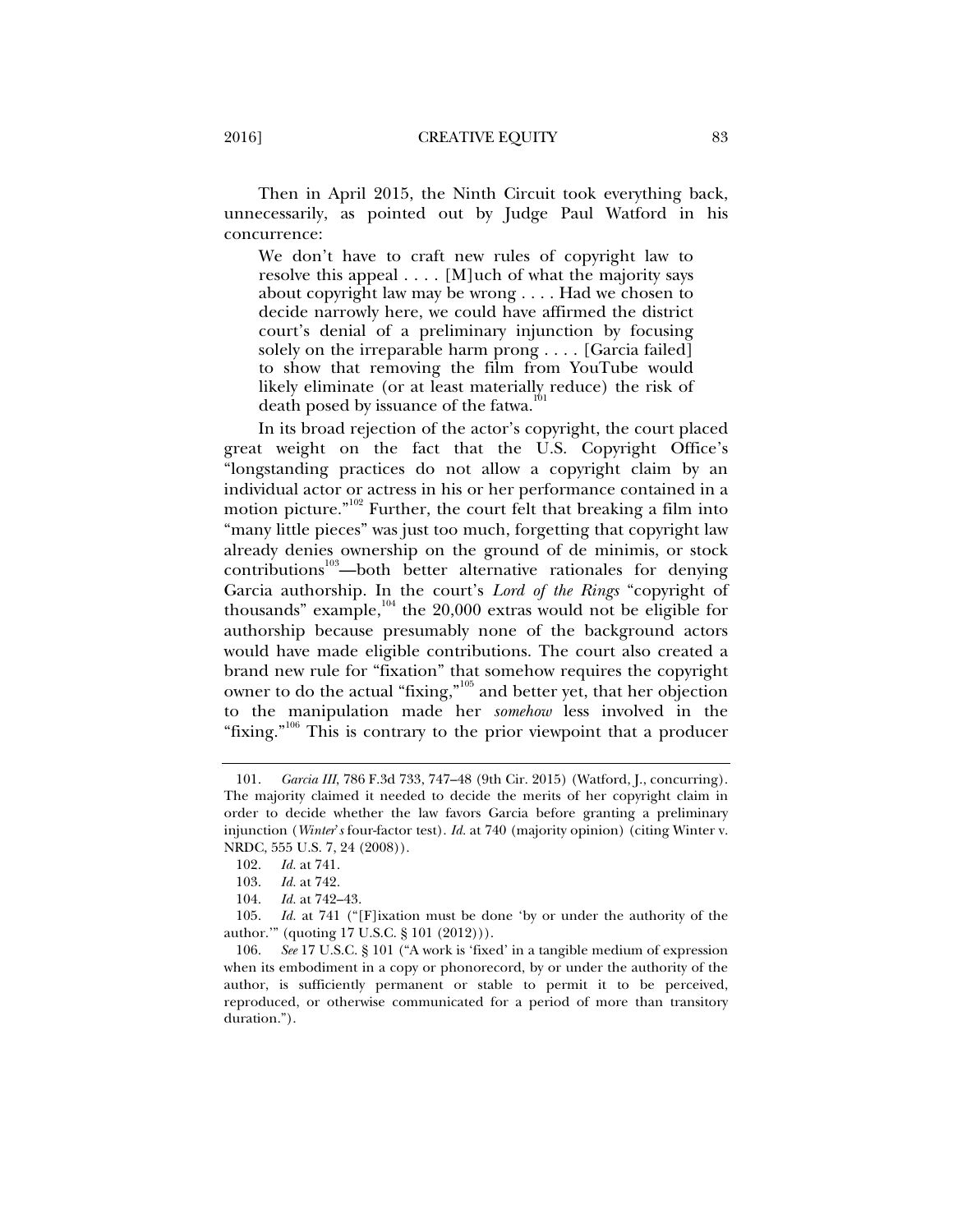Then in April 2015, the Ninth Circuit took everything back, unnecessarily, as pointed out by Judge Paul Watford in his concurrence:

> We don't have to craft new rules of copyright law to resolve this appeal . . . . [M]uch of what the majority says about copyright law may be wrong . . . . Had we chosen to decide narrowly here, we could have affirmed the district court's denial of a preliminary injunction by focusing solely on the irreparable harm prong . . . . [Garcia failed] to show that removing the film from YouTube would likely eliminate (or at least materially reduce) the risk of death posed by issuance of the fatwa.[101]

In its broad rejection of the actor's copyright, the court placed great weight on the fact that the U.S. Copyright Office's "longstanding practices do not allow a copyright claim by an individual actor or actress in his or her performance contained in a motion picture."[102] Further, the court felt that breaking a film into "many little pieces" was just too much, forgetting that copyright law already denies ownership on the ground of de minimis, or stock contributions[103]—both better alternative rationales for denying Garcia authorship. In the court's *Lord of the Rings* "copyright of thousands" example,[104] the 20,000 extras would not be eligible for authorship because presumably none of the background actors would have made eligible contributions. The court also created a brand new rule for "fixation" that somehow requires the copyright owner to do the actual "fixing,"[105] and better yet, that her objection to the manipulation made her *somehow* less involved in the "fixing."[106] This is contrary to the prior viewpoint that a producer

---

101. *Garcia III*, 786 F.3d 733, 747–48 (9th Cir. 2015) (Watford, J., concurring). The majority claimed it needed to decide the merits of her copyright claim in order to decide whether the law favors Garcia before granting a preliminary injunction (*Winter's* four-factor test). *Id.* at 740 (majority opinion) (citing Winter v. NRDC, 555 U.S. 7, 24 (2008)).

102. *Id.* at 741.

103. *Id.* at 742.

104. *Id.* at 742–43.

105. *Id.* at 741 ("[F]ixation must be done 'by or under the authority of the author.'" (quoting 17 U.S.C. § 101 (2012))).

106. *See* 17 U.S.C. § 101 ("A work is 'fixed' in a tangible medium of expression when its embodiment in a copy or phonorecord, by or under the authority of the author, is sufficiently permanent or stable to permit it to be perceived, reproduced, or otherwise communicated for a period of more than transitory duration.").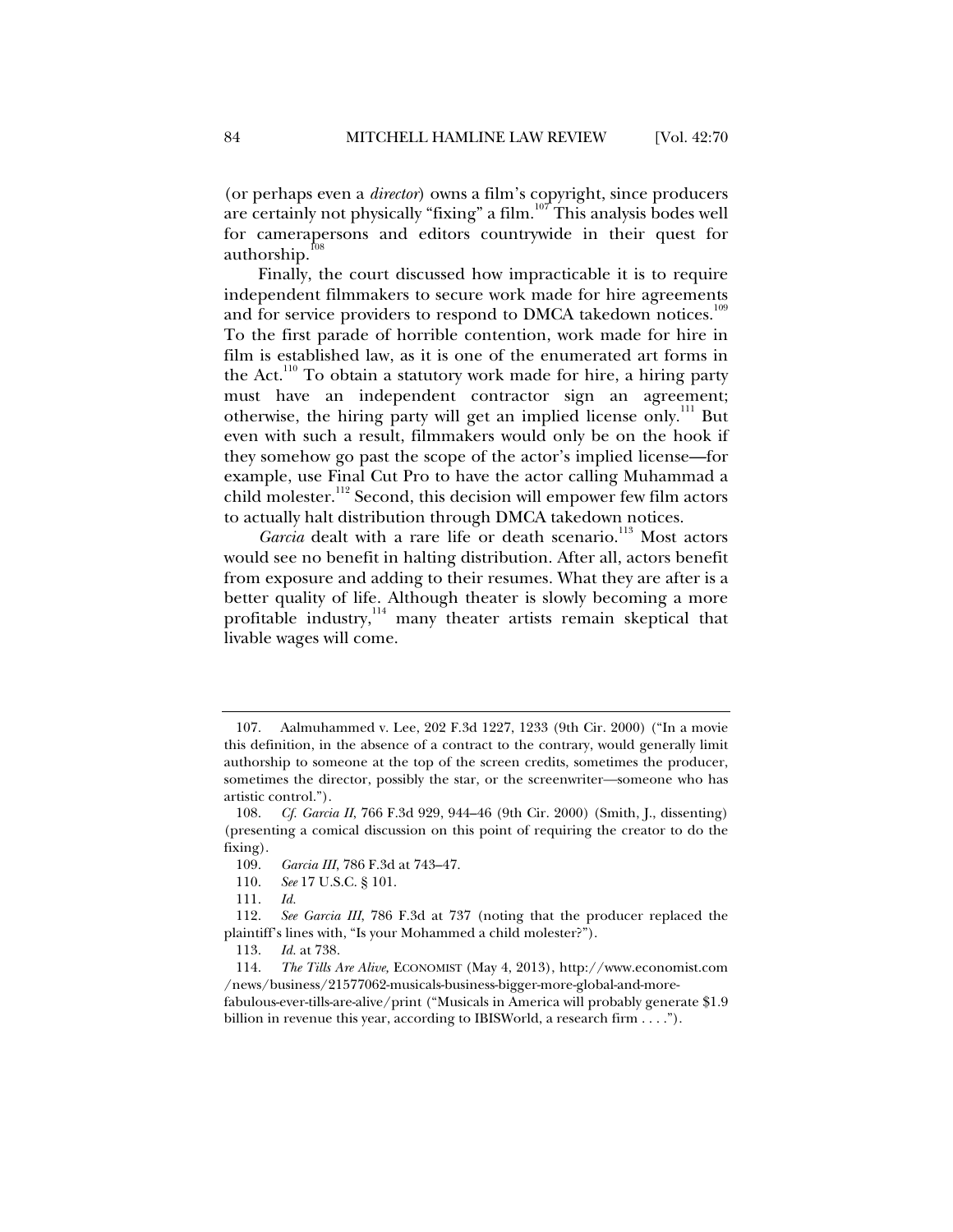(or perhaps even a *director*) owns a film's copyright, since producers are certainly not physically "fixing" a film.[107] This analysis bodes well for camerapersons and editors countrywide in their quest for authorship.[108]

Finally, the court discussed how impracticable it is to require independent filmmakers to secure work made for hire agreements and for service providers to respond to DMCA takedown notices.[109] To the first parade of horrible contention, work made for hire in film is established law, as it is one of the enumerated art forms in the Act.[110] To obtain a statutory work made for hire, a hiring party must have an independent contractor sign an agreement; otherwise, the hiring party will get an implied license only.[111] But even with such a result, filmmakers would only be on the hook if they somehow go past the scope of the actor's implied license—for example, use Final Cut Pro to have the actor calling Muhammad a child molester.[112] Second, this decision will empower few film actors to actually halt distribution through DMCA takedown notices.

*Garcia* dealt with a rare life or death scenario.[113] Most actors would see no benefit in halting distribution. After all, actors benefit from exposure and adding to their resumes. What they are after is a better quality of life. Although theater is slowly becoming a more profitable industry,[114] many theater artists remain skeptical that livable wages will come.

---

107. Aalmuhammed v. Lee, 202 F.3d 1227, 1233 (9th Cir. 2000) ("In a movie this definition, in the absence of a contract to the contrary, would generally limit authorship to someone at the top of the screen credits, sometimes the producer, sometimes the director, possibly the star, or the screenwriter—someone who has artistic control.").

108. *Cf. Garcia II*, 766 F.3d 929, 944–46 (9th Cir. 2000) (Smith, J., dissenting) (presenting a comical discussion on this point of requiring the creator to do the fixing).

109. *Garcia III*, 786 F.3d at 743–47.

110. *See* 17 U.S.C. § 101.

111. *Id.*

112. *See Garcia III*, 786 F.3d at 737 (noting that the producer replaced the plaintiff's lines with, "Is your Mohammed a child molester?").

113. *Id.* at 738.

114. *The Tills Are Alive,* ECONOMIST (May 4, 2013), http://www.economist.com/news/business/21577062-musicals-business-bigger-more-global-and-more-fabulous-ever-tills-are-alive/print ("Musicals in America will probably generate $1.9 billion in revenue this year, according to IBISWorld, a research firm . . . .").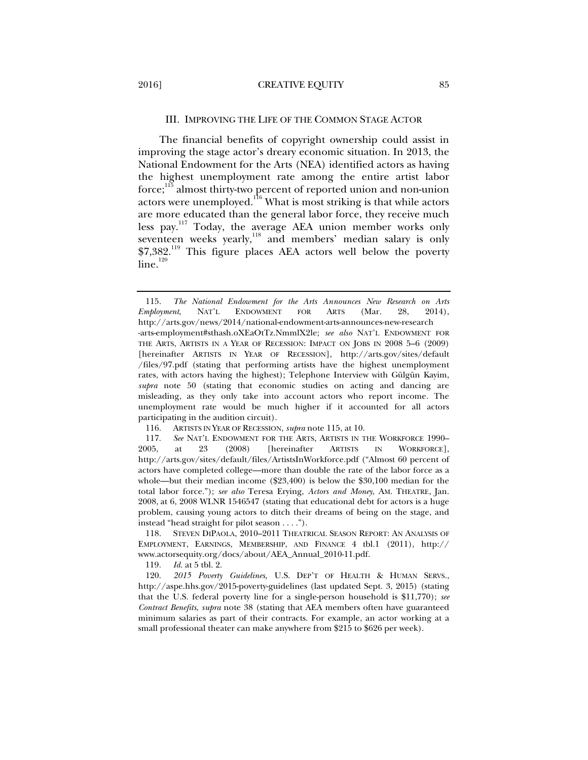## III. IMPROVING THE LIFE OF THE COMMON STAGE ACTOR

The financial benefits of copyright ownership could assist in improving the stage actor's dreary economic situation. In 2013, the National Endowment for the Arts (NEA) identified actors as having the highest unemployment rate among the entire artist labor force;[115] almost thirty-two percent of reported union and non-union actors were unemployed.[116] What is most striking is that while actors are more educated than the general labor force, they receive much less pay.[117] Today, the average AEA union member works only seventeen weeks yearly,[118] and members' median salary is only $7,382.[119] This figure places AEA actors well below the poverty line.[120]

---

115. *The National Endowment for the Arts Announces New Research on Arts Employment*, NAT'L ENDOWMENT FOR ARTS (Mar. 28, 2014), http://arts.gov/news/2014/national-endowment-arts-announces-new-research-arts-employment#sthash.oXEaOtTz.NmmlX2le; *see also* NAT'L ENDOWMENT FOR THE ARTS, ARTISTS IN A YEAR OF RECESSION: IMPACT ON JOBS IN 2008 5–6 (2009) [hereinafter ARTISTS IN YEAR OF RECESSION], http://arts.gov/sites/default/files/97.pdf (stating that performing artists have the highest unemployment rates, with actors having the highest); Telephone Interview with Gülgün Kayim, *supra* note 50 (stating that economic studies on acting and dancing are misleading, as they only take into account actors who report income. The unemployment rate would be much higher if it accounted for all actors participating in the audition circuit).

116. ARTISTS IN YEAR OF RECESSION, *supra* note 115, at 10.

117. *See* NAT'L ENDOWMENT FOR THE ARTS, ARTISTS IN THE WORKFORCE 1990–2005, at 23 (2008) [hereinafter ARTISTS IN WORKFORCE], http://arts.gov/sites/default/files/ArtistsInWorkforce.pdf ("Almost 60 percent of actors have completed college—more than double the rate of the labor force as a whole—but their median income ($23,400) is below the $30,100 median for the total labor force."); *see also* Teresa Erying, *Actors and Money*, AM. THEATRE, Jan. 2008, at 6, 2008 WLNR 1546547 (stating that educational debt for actors is a huge problem, causing young actors to ditch their dreams of being on the stage, and instead "head straight for pilot season . . . .").

118. STEVEN DIPAOLA, 2010–2011 THEATRICAL SEASON REPORT: AN ANALYSIS OF EMPLOYMENT, EARNINGS, MEMBERSHIP, AND FINANCE 4 tbl.1 (2011), http://www.actorsequity.org/docs/about/AEA_Annual_2010-11.pdf.

119. *Id.* at 5 tbl. 2.

120. *2015 Poverty Guidelines,* U.S. DEP'T OF HEALTH & HUMAN SERVS., http://aspe.hhs.gov/2015-poverty-guidelines (last updated Sept. 3, 2015) (stating that the U.S. federal poverty line for a single-person household is $11,770); *see Contract Benefits*, *supra* note 38 (stating that AEA members often have guaranteed minimum salaries as part of their contracts. For example, an actor working at a small professional theater can make anywhere from $215 to $626 per week).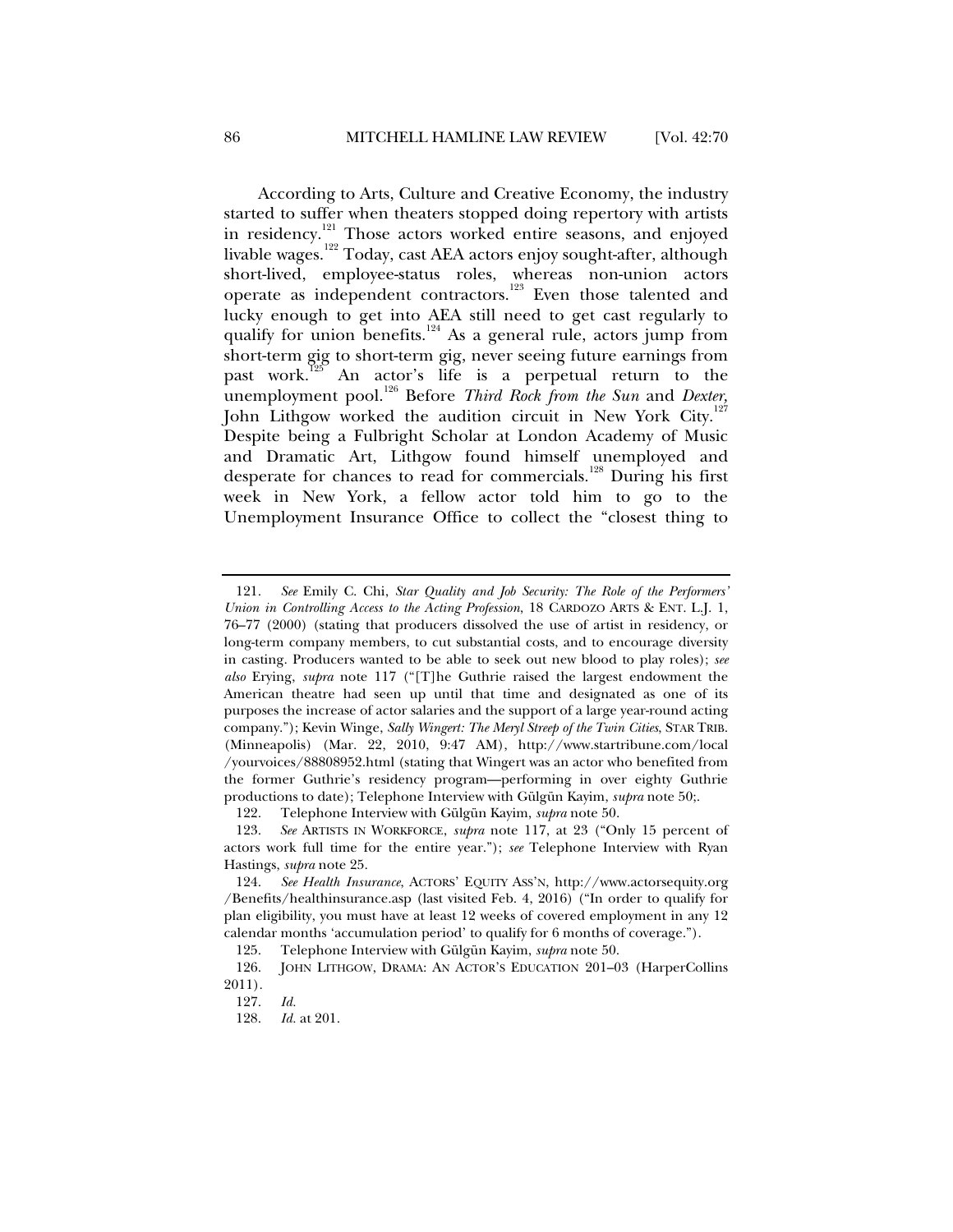According to Arts, Culture and Creative Economy, the industry started to suffer when theaters stopped doing repertory with artists in residency.[121] Those actors worked entire seasons, and enjoyed livable wages.[122] Today, cast AEA actors enjoy sought-after, although short-lived, employee-status roles, whereas non-union actors operate as independent contractors.[123] Even those talented and lucky enough to get into AEA still need to get cast regularly to qualify for union benefits.[124] As a general rule, actors jump from short-term gig to short-term gig, never seeing future earnings from past work.[125] An actor's life is a perpetual return to the unemployment pool.[126] Before *Third Rock from the Sun* and *Dexter,* John Lithgow worked the audition circuit in New York City.[127] Despite being a Fulbright Scholar at London Academy of Music and Dramatic Art, Lithgow found himself unemployed and desperate for chances to read for commercials.[128] During his first week in New York, a fellow actor told him to go to the Unemployment Insurance Office to collect the "closest thing to

---

121. *See* Emily C. Chi, *Star Quality and Job Security: The Role of the Performers' Union in Controlling Access to the Acting Profession*, 18 CARDOZO ARTS & ENT. L.J. 1, 76–77 (2000) (stating that producers dissolved the use of artist in residency, or long-term company members, to cut substantial costs, and to encourage diversity in casting. Producers wanted to be able to seek out new blood to play roles); *see also* Erying, *supra* note 117 ("[T]he Guthrie raised the largest endowment the American theatre had seen up until that time and designated as one of its purposes the increase of actor salaries and the support of a large year-round acting company."); Kevin Winge, *Sally Wingert: The Meryl Streep of the Twin Cities*, STAR TRIB. (Minneapolis) (Mar. 22, 2010, 9:47 AM), http://www.startribune.com/local/yourvoices/88808952.html (stating that Wingert was an actor who benefited from the former Guthrie's residency program—performing in over eighty Guthrie productions to date); Telephone Interview with Gülgün Kayim, *supra* note 50;.

122. Telephone Interview with Gülgün Kayim, *supra* note 50.

123. *See* ARTISTS IN WORKFORCE, *supra* note 117, at 23 ("Only 15 percent of actors work full time for the entire year."); *see* Telephone Interview with Ryan Hastings, *supra* note 25.

124. *See Health Insurance*, ACTORS' EQUITY ASS'N, http://www.actorsequity.org/Benefits/healthinsurance.asp (last visited Feb. 4, 2016) ("In order to qualify for plan eligibility, you must have at least 12 weeks of covered employment in any 12 calendar months 'accumulation period' to qualify for 6 months of coverage.").

125. Telephone Interview with Gülgün Kayim, *supra* note 50.

126. JOHN LITHGOW, DRAMA: AN ACTOR'S EDUCATION 201–03 (HarperCollins 2011).

127. *Id.*

128. *Id.* at 201.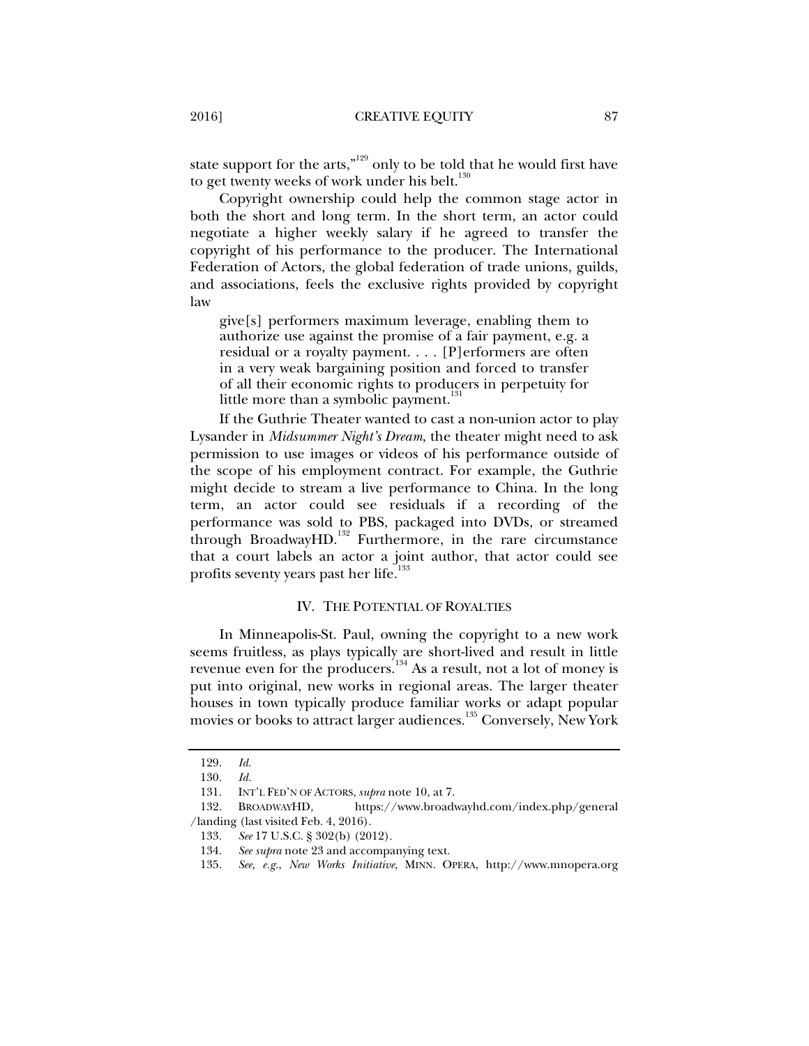state support for the arts,"[129] only to be told that he would first have to get twenty weeks of work under his belt.[130]

Copyright ownership could help the common stage actor in both the short and long term. In the short term, an actor could negotiate a higher weekly salary if he agreed to transfer the copyright of his performance to the producer. The International Federation of Actors, the global federation of trade unions, guilds, and associations, feels the exclusive rights provided by copyright law

> give[s] performers maximum leverage, enabling them to authorize use against the promise of a fair payment, e.g. a residual or a royalty payment. . . . [P]erformers are often in a very weak bargaining position and forced to transfer of all their economic rights to producers in perpetuity for little more than a symbolic payment.[131]

If the Guthrie Theater wanted to cast a non-union actor to play Lysander in *Midsummer Night's Dream*, the theater might need to ask permission to use images or videos of his performance outside of the scope of his employment contract. For example, the Guthrie might decide to stream a live performance to China. In the long term, an actor could see residuals if a recording of the performance was sold to PBS, packaged into DVDs, or streamed through BroadwayHD.[132] Furthermore, in the rare circumstance that a court labels an actor a joint author, that actor could see profits seventy years past her life.[133]

## IV. THE POTENTIAL OF ROYALTIES

In Minneapolis-St. Paul, owning the copyright to a new work seems fruitless, as plays typically are short-lived and result in little revenue even for the producers.[134] As a result, not a lot of money is put into original, new works in regional areas. The larger theater houses in town typically produce familiar works or adapt popular movies or books to attract larger audiences.[135] Conversely, New York

---

129. *Id.*

130. *Id.*

131. INT'L FED'N OF ACTORS, *supra* note 10, at 7.

132. BROADWAYHD, https://www.broadwayhd.com/index.php/general/landing (last visited Feb. 4, 2016).

133. *See* 17 U.S.C. § 302(b) (2012).

134. *See supra* note 23 and accompanying text.

135. *See, e.g.*, *New Works Initiative*, MINN. OPERA, http://www.mnopera.org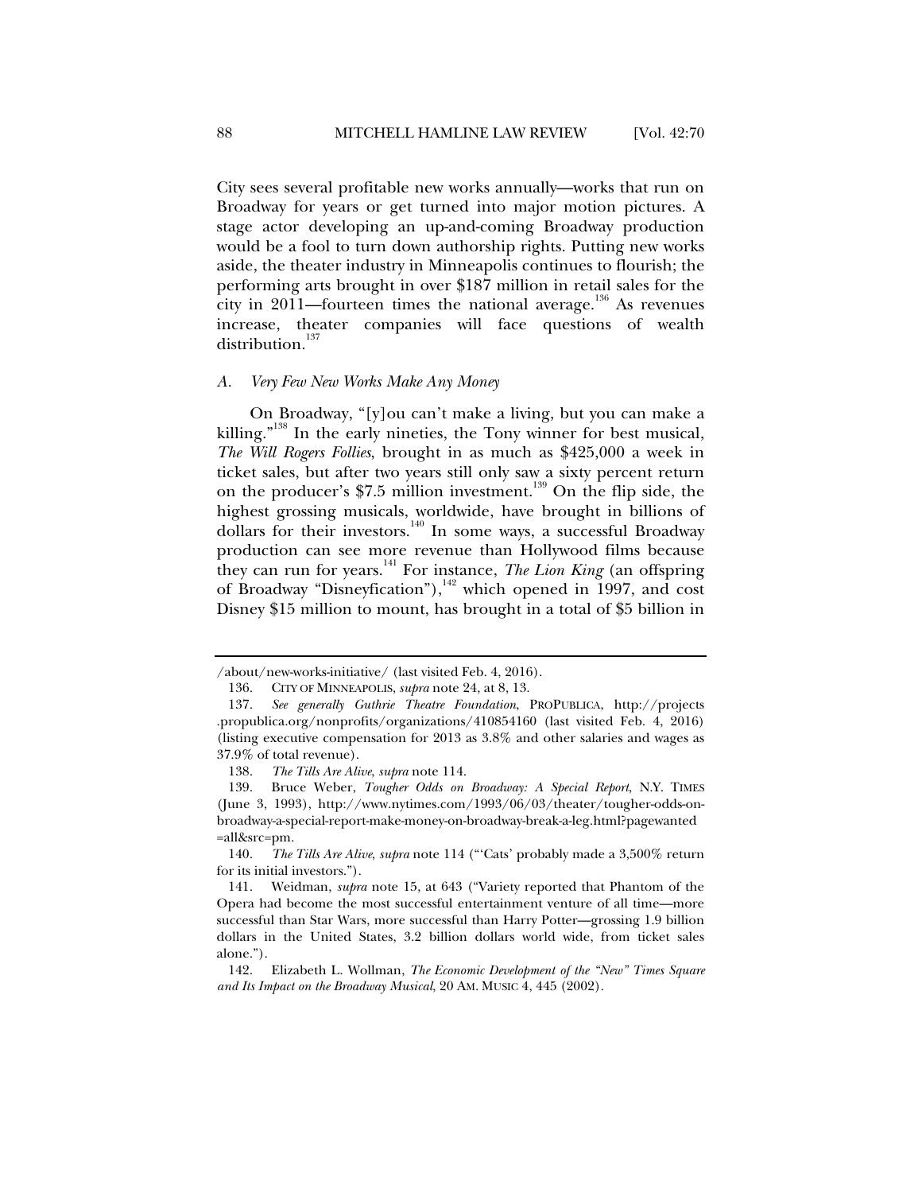City sees several profitable new works annually—works that run on Broadway for years or get turned into major motion pictures. A stage actor developing an up-and-coming Broadway production would be a fool to turn down authorship rights. Putting new works aside, the theater industry in Minneapolis continues to flourish; the performing arts brought in over $187 million in retail sales for the city in 2011—fourteen times the national average.[136] As revenues increase, theater companies will face questions of wealth distribution.[137]

### *A. Very Few New Works Make Any Money*

On Broadway, "[y]ou can't make a living, but you can make a killing."[138] In the early nineties, the Tony winner for best musical, *The Will Rogers Follies*, brought in as much as $425,000 a week in ticket sales, but after two years still only saw a sixty percent return on the producer's $7.5 million investment.[139] On the flip side, the highest grossing musicals, worldwide, have brought in billions of dollars for their investors.[140] In some ways, a successful Broadway production can see more revenue than Hollywood films because they can run for years.[141] For instance, *The Lion King* (an offspring of Broadway "Disneyfication"),[142] which opened in 1997, and cost Disney $15 million to mount, has brought in a total of $5 billion in

---

/about/new-works-initiative/ (last visited Feb. 4, 2016).

136. CITY OF MINNEAPOLIS, *supra* note 24, at 8, 13.

137. *See generally Guthrie Theatre Foundation*, PROPUBLICA, http://projects.propublica.org/nonprofits/organizations/410854160 (last visited Feb. 4, 2016) (listing executive compensation for 2013 as 3.8% and other salaries and wages as 37.9% of total revenue).

138. *The Tills Are Alive*, *supra* note 114.

139. Bruce Weber, *Tougher Odds on Broadway: A Special Report*, N.Y. TIMES (June 3, 1993), http://www.nytimes.com/1993/06/03/theater/tougher-odds-on-broadway-a-special-report-make-money-on-broadway-break-a-leg.html?pagewanted=all&src=pm.

140. *The Tills Are Alive*, *supra* note 114 ("'Cats' probably made a 3,500% return for its initial investors.").

141. Weidman, *supra* note 15, at 643 ("Variety reported that Phantom of the Opera had become the most successful entertainment venture of all time—more successful than Star Wars, more successful than Harry Potter—grossing 1.9 billion dollars in the United States, 3.2 billion dollars world wide, from ticket sales alone.").

142. Elizabeth L. Wollman, *The Economic Development of the "New" Times Square and Its Impact on the Broadway Musical*, 20 AM. MUSIC 4, 445 (2002).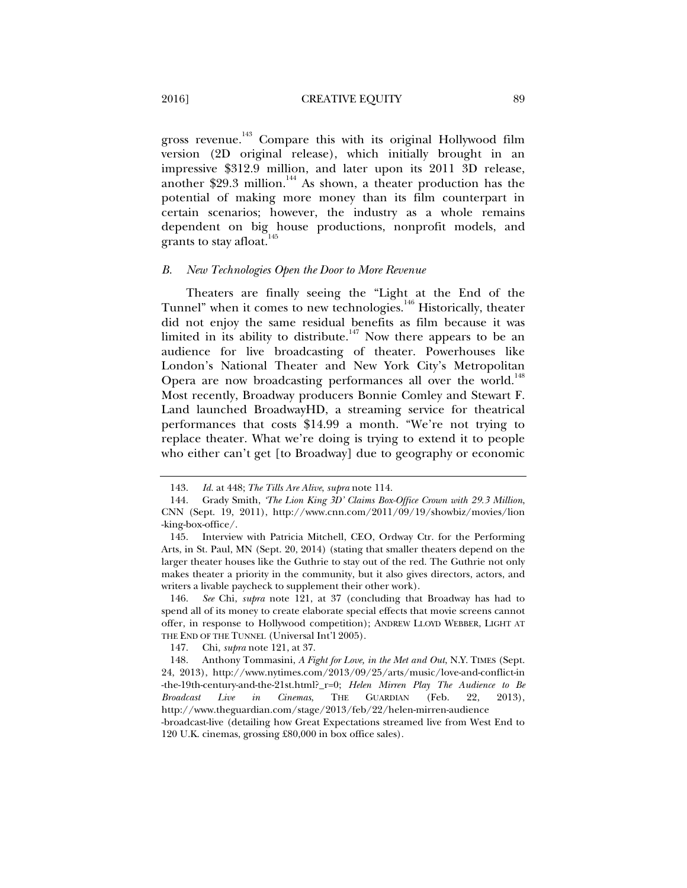gross revenue.[143] Compare this with its original Hollywood film version (2D original release), which initially brought in an impressive $312.9 million, and later upon its 2011 3D release, another $29.3 million.[144] As shown, a theater production has the potential of making more money than its film counterpart in certain scenarios; however, the industry as a whole remains dependent on big house productions, nonprofit models, and grants to stay afloat.[145]

### *B. New Technologies Open the Door to More Revenue*

Theaters are finally seeing the "Light at the End of the Tunnel" when it comes to new technologies.[146] Historically, theater did not enjoy the same residual benefits as film because it was limited in its ability to distribute.[147] Now there appears to be an audience for live broadcasting of theater. Powerhouses like London's National Theater and New York City's Metropolitan Opera are now broadcasting performances all over the world.[148] Most recently, Broadway producers Bonnie Comley and Stewart F. Land launched BroadwayHD, a streaming service for theatrical performances that costs $14.99 a month. "We're not trying to replace theater. What we're doing is trying to extend it to people who either can't get [to Broadway] due to geography or economic

---

143. *Id.* at 448; *The Tills Are Alive*, *supra* note 114.

144. Grady Smith, *'The Lion King 3D' Claims Box-Office Crown with 29.3 Million*, CNN (Sept. 19, 2011), http://www.cnn.com/2011/09/19/showbiz/movies/lion-king-box-office/.

145. Interview with Patricia Mitchell, CEO, Ordway Ctr. for the Performing Arts, in St. Paul, MN (Sept. 20, 2014) (stating that smaller theaters depend on the larger theater houses like the Guthrie to stay out of the red. The Guthrie not only makes theater a priority in the community, but it also gives directors, actors, and writers a livable paycheck to supplement their other work).

146. *See* Chi, *supra* note 121, at 37 (concluding that Broadway has had to spend all of its money to create elaborate special effects that movie screens cannot offer, in response to Hollywood competition); ANDREW LLOYD WEBBER, LIGHT AT THE END OF THE TUNNEL (Universal Int'l 2005).

147. Chi, *supra* note 121, at 37.

148. Anthony Tommasini, *A Fight for Love, in the Met and Out*, N.Y. TIMES (Sept. 24, 2013), http://www.nytimes.com/2013/09/25/arts/music/love-and-conflict-in-the-19th-century-and-the-21st.html?_r=0; *Helen Mirren Play The Audience to Be Broadcast Live in Cinemas*, THE GUARDIAN (Feb. 22, 2013), http://www.theguardian.com/stage/2013/feb/22/helen-mirren-audience-broadcast-live (detailing how Great Expectations streamed live from West End to 120 U.K. cinemas, grossing £80,000 in box office sales).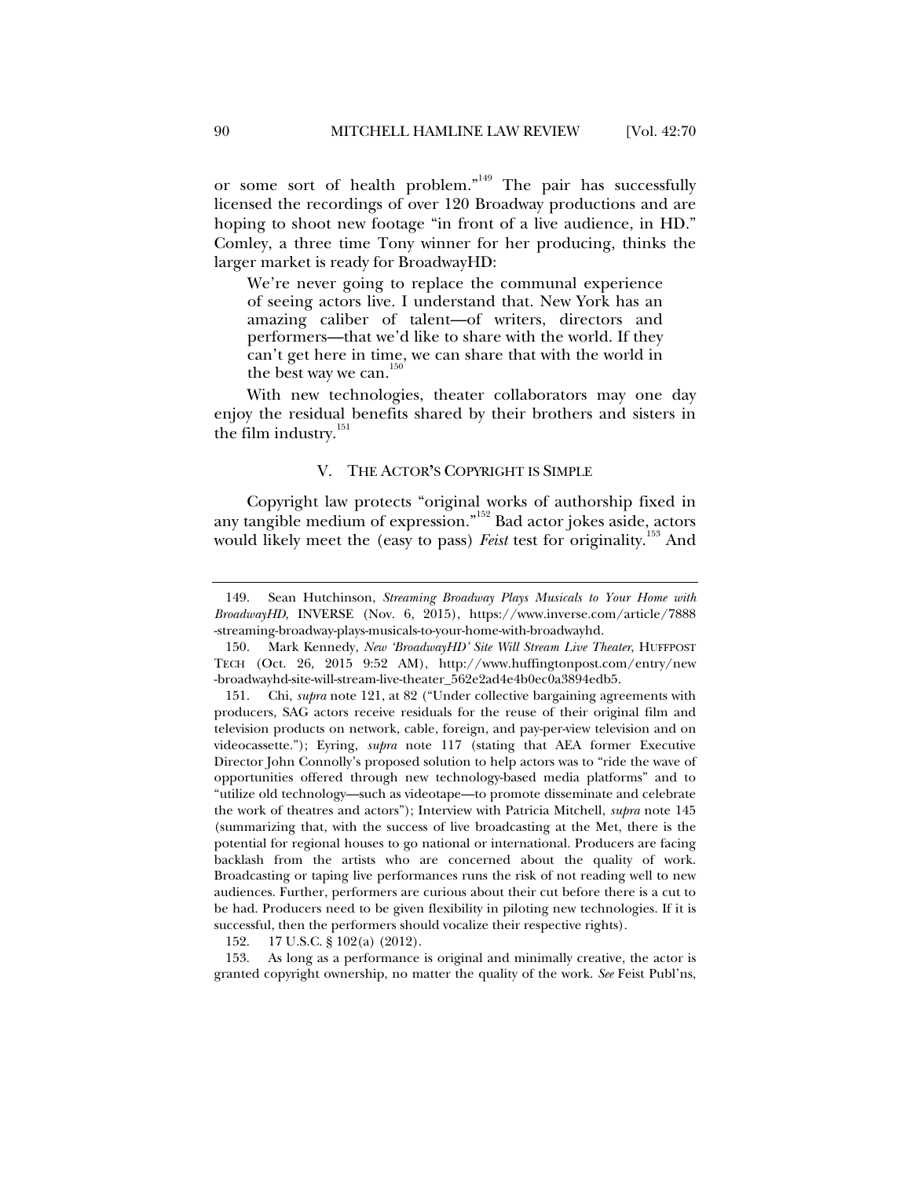or some sort of health problem."[149] The pair has successfully licensed the recordings of over 120 Broadway productions and are hoping to shoot new footage "in front of a live audience, in HD." Comley, a three time Tony winner for her producing, thinks the larger market is ready for BroadwayHD:

> We're never going to replace the communal experience of seeing actors live. I understand that. New York has an amazing caliber of talent—of writers, directors and performers—that we'd like to share with the world. If they can't get here in time, we can share that with the world in the best way we can.[150]

With new technologies, theater collaborators may one day enjoy the residual benefits shared by their brothers and sisters in the film industry.[151]

## V. THE ACTOR'S COPYRIGHT IS SIMPLE

Copyright law protects "original works of authorship fixed in any tangible medium of expression."[152] Bad actor jokes aside, actors would likely meet the (easy to pass) *Feist* test for originality.[153] And

---

149. Sean Hutchinson, *Streaming Broadway Plays Musicals to Your Home with BroadwayHD*, INVERSE (Nov. 6, 2015), https://www.inverse.com/article/7888-streaming-broadway-plays-musicals-to-your-home-with-broadwayhd.

150. Mark Kennedy, *New 'BroadwayHD' Site Will Stream Live Theater*, HUFFPOST TECH (Oct. 26, 2015 9:52 AM), http://www.huffingtonpost.com/entry/new-broadwayhd-site-will-stream-live-theater_562e2ad4e4b0ec0a3894edb5.

151. Chi, *supra* note 121, at 82 ("Under collective bargaining agreements with producers, SAG actors receive residuals for the reuse of their original film and television products on network, cable, foreign, and pay-per-view television and on videocassette."); Eyring, *supra* note 117 (stating that AEA former Executive Director John Connolly's proposed solution to help actors was to "ride the wave of opportunities offered through new technology-based media platforms" and to "utilize old technology—such as videotape—to promote disseminate and celebrate the work of theatres and actors"); Interview with Patricia Mitchell, *supra* note 145 (summarizing that, with the success of live broadcasting at the Met, there is the potential for regional houses to go national or international. Producers are facing backlash from the artists who are concerned about the quality of work. Broadcasting or taping live performances runs the risk of not reading well to new audiences. Further, performers are curious about their cut before there is a cut to be had. Producers need to be given flexibility in piloting new technologies. If it is successful, then the performers should vocalize their respective rights).

152. 17 U.S.C. § 102(a) (2012).

153. As long as a performance is original and minimally creative, the actor is granted copyright ownership, no matter the quality of the work. *See* Feist Publ'ns,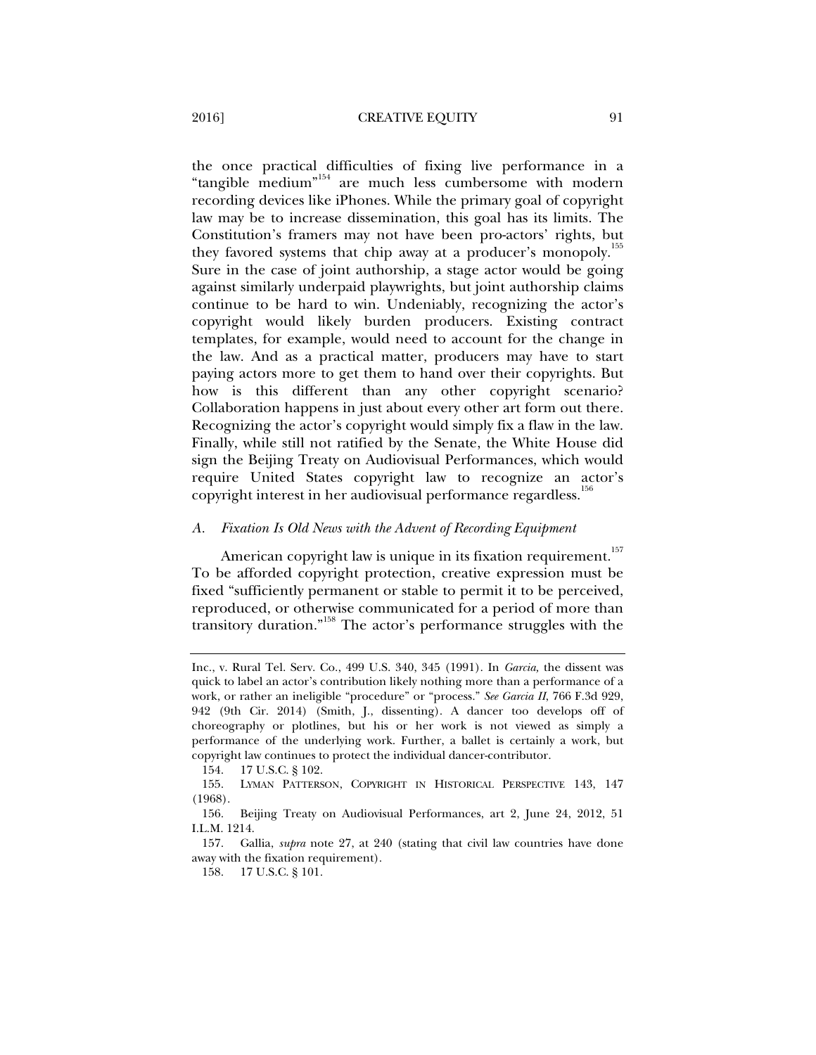the once practical difficulties of fixing live performance in a "tangible medium"[154] are much less cumbersome with modern recording devices like iPhones. While the primary goal of copyright law may be to increase dissemination, this goal has its limits. The Constitution's framers may not have been pro-actors' rights, but they favored systems that chip away at a producer's monopoly.[155] Sure in the case of joint authorship, a stage actor would be going against similarly underpaid playwrights, but joint authorship claims continue to be hard to win. Undeniably, recognizing the actor's copyright would likely burden producers. Existing contract templates, for example, would need to account for the change in the law. And as a practical matter, producers may have to start paying actors more to get them to hand over their copyrights. But how is this different than any other copyright scenario? Collaboration happens in just about every other art form out there. Recognizing the actor's copyright would simply fix a flaw in the law. Finally, while still not ratified by the Senate, the White House did sign the Beijing Treaty on Audiovisual Performances, which would require United States copyright law to recognize an actor's copyright interest in her audiovisual performance regardless.[156]

### *A. Fixation Is Old News with the Advent of Recording Equipment*

American copyright law is unique in its fixation requirement.[157] To be afforded copyright protection, creative expression must be fixed "sufficiently permanent or stable to permit it to be perceived, reproduced, or otherwise communicated for a period of more than transitory duration."[158] The actor's performance struggles with the

---

Inc., v. Rural Tel. Serv. Co., 499 U.S. 340, 345 (1991). In *Garcia,* the dissent was quick to label an actor's contribution likely nothing more than a performance of a work, or rather an ineligible "procedure" or "process." *See Garcia II*, 766 F.3d 929, 942 (9th Cir. 2014) (Smith, J., dissenting). A dancer too develops off of choreography or plotlines, but his or her work is not viewed as simply a performance of the underlying work. Further, a ballet is certainly a work, but copyright law continues to protect the individual dancer-contributor.

154. 17 U.S.C. § 102.

155. LYMAN PATTERSON, COPYRIGHT IN HISTORICAL PERSPECTIVE 143, 147 (1968).

156. Beijing Treaty on Audiovisual Performances, art 2, June 24, 2012, 51 I.L.M. 1214.

157. Gallia, *supra* note 27, at 240 (stating that civil law countries have done away with the fixation requirement).

158. 17 U.S.C. § 101.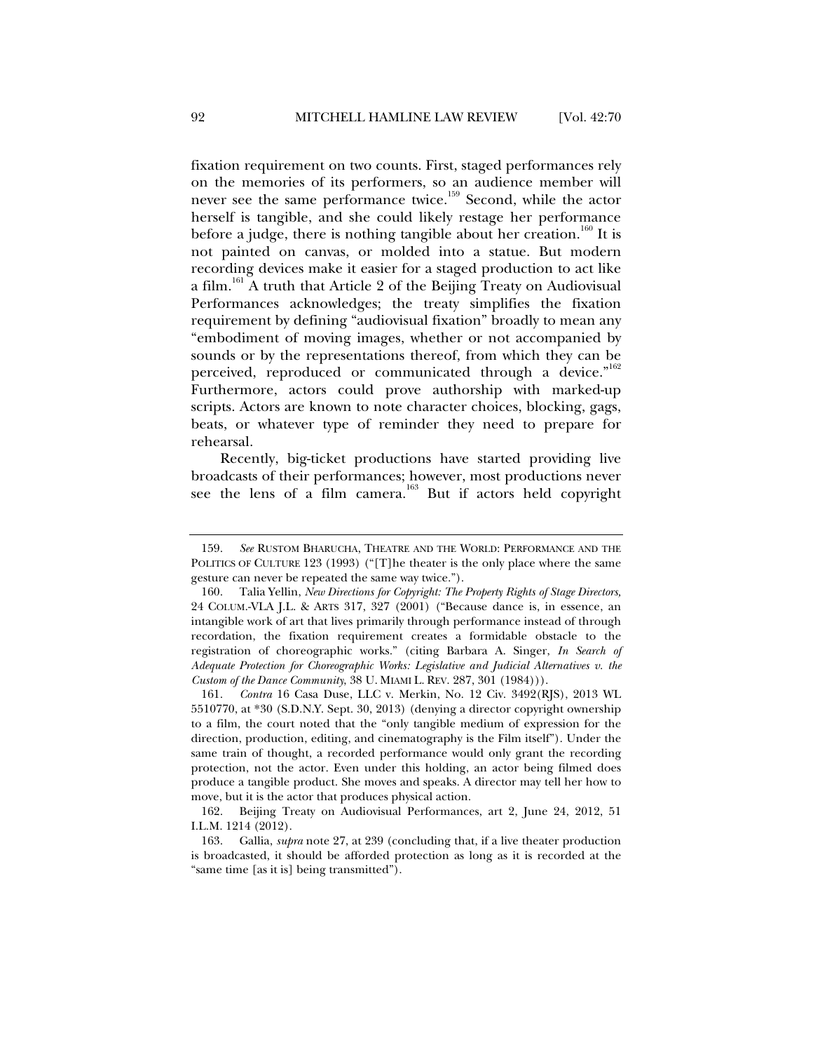fixation requirement on two counts. First, staged performances rely on the memories of its performers, so an audience member will never see the same performance twice.[159] Second, while the actor herself is tangible, and she could likely restage her performance before a judge, there is nothing tangible about her creation.[160] It is not painted on canvas, or molded into a statue. But modern recording devices make it easier for a staged production to act like a film.[161] A truth that Article 2 of the Beijing Treaty on Audiovisual Performances acknowledges; the treaty simplifies the fixation requirement by defining "audiovisual fixation" broadly to mean any "embodiment of moving images, whether or not accompanied by sounds or by the representations thereof, from which they can be perceived, reproduced or communicated through a device."[162] Furthermore, actors could prove authorship with marked-up scripts. Actors are known to note character choices, blocking, gags, beats, or whatever type of reminder they need to prepare for rehearsal.

Recently, big-ticket productions have started providing live broadcasts of their performances; however, most productions never see the lens of a film camera.[163] But if actors held copyright

---

159. *See* RUSTOM BHARUCHA, THEATRE AND THE WORLD: PERFORMANCE AND THE POLITICS OF CULTURE 123 (1993) ("[T]he theater is the only place where the same gesture can never be repeated the same way twice.").

160. Talia Yellin, *New Directions for Copyright: The Property Rights of Stage Directors,* 24 COLUM.-VLA J.L. & ARTS 317, 327 (2001) ("Because dance is, in essence, an intangible work of art that lives primarily through performance instead of through recordation, the fixation requirement creates a formidable obstacle to the registration of choreographic works." (citing Barbara A. Singer, *In Search of Adequate Protection for Choreographic Works: Legislative and Judicial Alternatives v. the Custom of the Dance Community,* 38 U. MIAMI L. REV. 287, 301 (1984))).

161. *Contra* 16 Casa Duse, LLC v. Merkin, No. 12 Civ. 3492(RJS), 2013 WL 5510770, at *30 (S.D.N.Y. Sept. 30, 2013) (denying a director copyright ownership to a film, the court noted that the "only tangible medium of expression for the direction, production, editing, and cinematography is the Film itself"). Under the same train of thought, a recorded performance would only grant the recording protection, not the actor. Even under this holding, an actor being filmed does produce a tangible product. She moves and speaks. A director may tell her how to move, but it is the actor that produces physical action.

162. Beijing Treaty on Audiovisual Performances, art 2, June 24, 2012, 51 I.L.M. 1214 (2012).

163. Gallia, *supra* note 27, at 239 (concluding that, if a live theater production is broadcasted, it should be afforded protection as long as it is recorded at the "same time [as it is] being transmitted").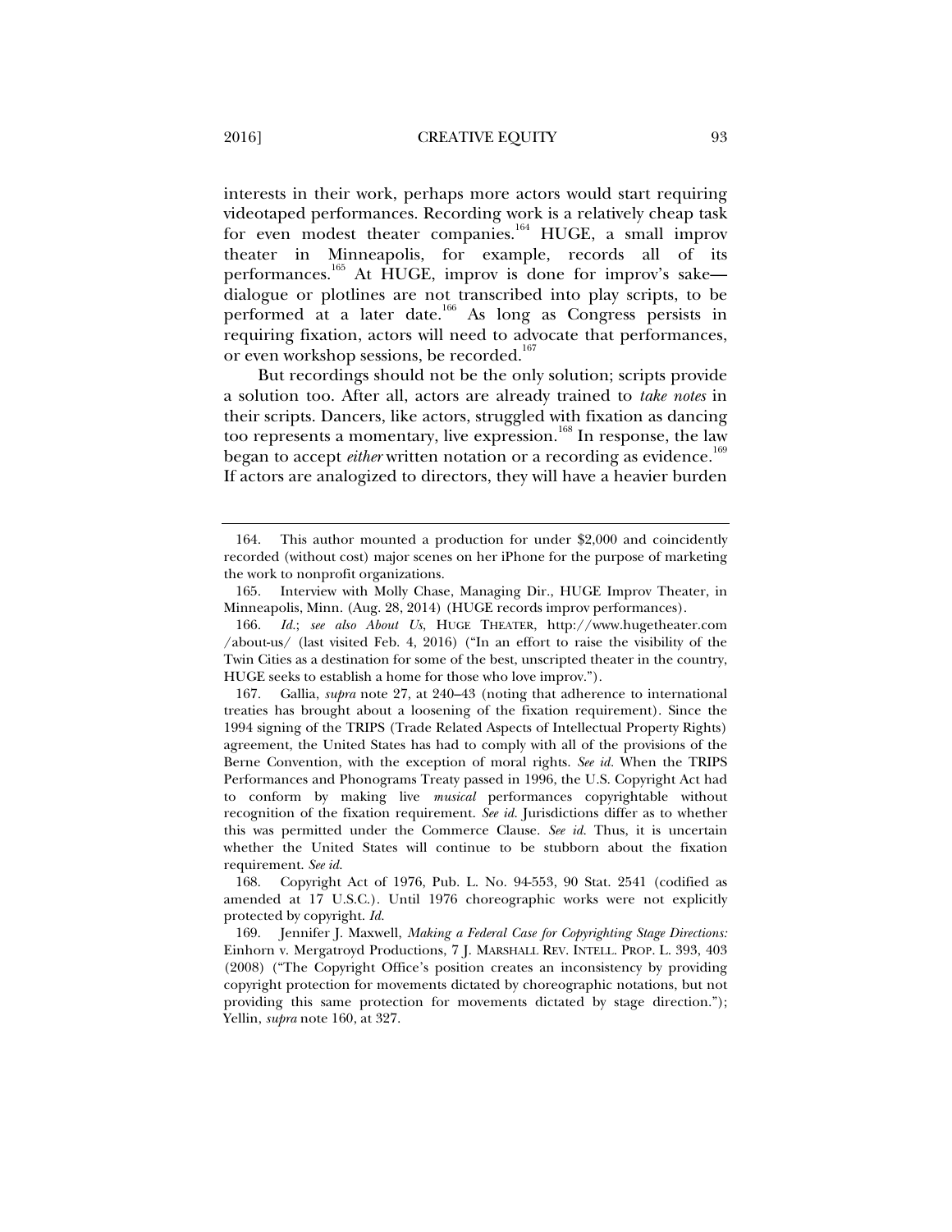interests in their work, perhaps more actors would start requiring videotaped performances. Recording work is a relatively cheap task for even modest theater companies.[164] HUGE, a small improv theater in Minneapolis, for example, records all of its performances.[165] At HUGE, improv is done for improv's sake—dialogue or plotlines are not transcribed into play scripts, to be performed at a later date.[166] As long as Congress persists in requiring fixation, actors will need to advocate that performances, or even workshop sessions, be recorded.[167]

But recordings should not be the only solution; scripts provide a solution too. After all, actors are already trained to *take notes* in their scripts. Dancers, like actors, struggled with fixation as dancing too represents a momentary, live expression.[168] In response, the law began to accept *either* written notation or a recording as evidence.[169] If actors are analogized to directors, they will have a heavier burden

---

164. This author mounted a production for under $2,000 and coincidently recorded (without cost) major scenes on her iPhone for the purpose of marketing the work to nonprofit organizations.

165. Interview with Molly Chase, Managing Dir., HUGE Improv Theater, in Minneapolis, Minn. (Aug. 28, 2014) (HUGE records improv performances).

166. *Id.*; *see also About Us*, HUGE THEATER, http://www.hugetheater.com/about-us/ (last visited Feb. 4, 2016) ("In an effort to raise the visibility of the Twin Cities as a destination for some of the best, unscripted theater in the country, HUGE seeks to establish a home for those who love improv.").

167. Gallia, *supra* note 27, at 240–43 (noting that adherence to international treaties has brought about a loosening of the fixation requirement). Since the 1994 signing of the TRIPS (Trade Related Aspects of Intellectual Property Rights) agreement, the United States has had to comply with all of the provisions of the Berne Convention, with the exception of moral rights. *See id.* When the TRIPS Performances and Phonograms Treaty passed in 1996, the U.S. Copyright Act had to conform by making live *musical* performances copyrightable without recognition of the fixation requirement. *See id.* Jurisdictions differ as to whether this was permitted under the Commerce Clause. *See id.* Thus, it is uncertain whether the United States will continue to be stubborn about the fixation requirement. *See id.*

168. Copyright Act of 1976, Pub. L. No. 94-553, 90 Stat. 2541 (codified as amended at 17 U.S.C.). Until 1976 choreographic works were not explicitly protected by copyright. *Id.*

169. Jennifer J. Maxwell, *Making a Federal Case for Copyrighting Stage Directions:* Einhorn v. Mergatroyd Productions, 7 J. MARSHALL REV. INTELL. PROP. L. 393, 403 (2008) ("The Copyright Office's position creates an inconsistency by providing copyright protection for movements dictated by choreographic notations, but not providing this same protection for movements dictated by stage direction."); Yellin, *supra* note 160, at 327.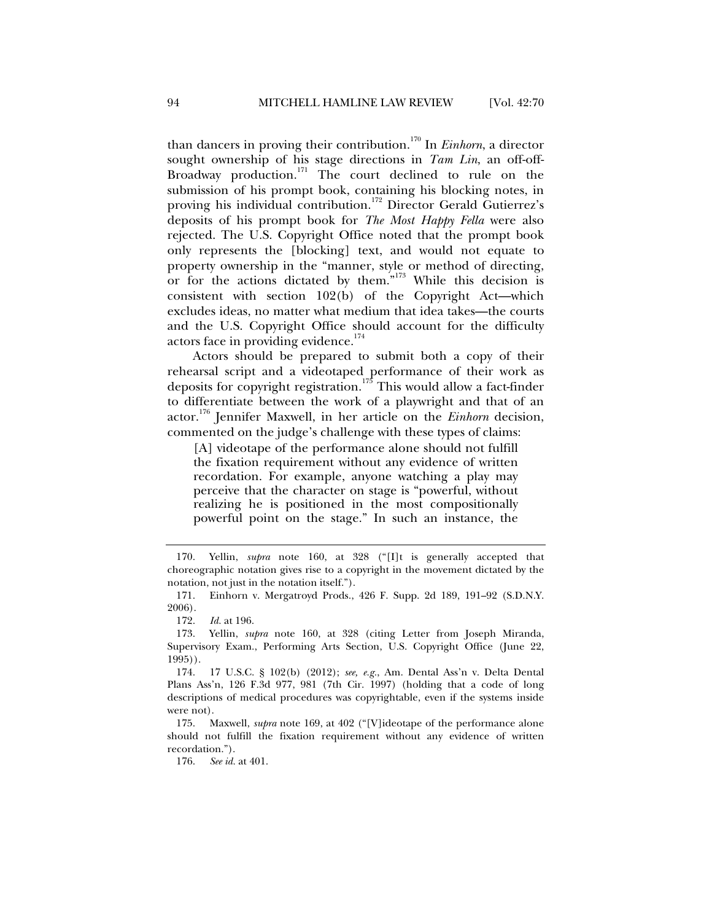than dancers in proving their contribution.[170] In *Einhorn*, a director sought ownership of his stage directions in *Tam Lin*, an off-off-Broadway production.[171] The court declined to rule on the submission of his prompt book, containing his blocking notes, in proving his individual contribution.[172] Director Gerald Gutierrez's deposits of his prompt book for *The Most Happy Fella* were also rejected. The U.S. Copyright Office noted that the prompt book only represents the [blocking] text, and would not equate to property ownership in the "manner, style or method of directing, or for the actions dictated by them."[173] While this decision is consistent with section 102(b) of the Copyright Act—which excludes ideas, no matter what medium that idea takes—the courts and the U.S. Copyright Office should account for the difficulty actors face in providing evidence.[174]

Actors should be prepared to submit both a copy of their rehearsal script and a videotaped performance of their work as deposits for copyright registration.[175] This would allow a fact-finder to differentiate between the work of a playwright and that of an actor.[176] Jennifer Maxwell, in her article on the *Einhorn* decision, commented on the judge's challenge with these types of claims:

> [A] videotape of the performance alone should not fulfill the fixation requirement without any evidence of written recordation. For example, anyone watching a play may perceive that the character on stage is "powerful, without realizing he is positioned in the most compositionally powerful point on the stage." In such an instance, the

---

170. Yellin, *supra* note 160, at 328 ("[I]t is generally accepted that choreographic notation gives rise to a copyright in the movement dictated by the notation, not just in the notation itself.").

171. Einhorn v. Mergatroyd Prods., 426 F. Supp. 2d 189, 191–92 (S.D.N.Y. 2006).

172. *Id.* at 196.

173. Yellin, *supra* note 160, at 328 (citing Letter from Joseph Miranda, Supervisory Exam., Performing Arts Section, U.S. Copyright Office (June 22, 1995)).

174. 17 U.S.C. § 102(b) (2012); *see, e.g.*, Am. Dental Ass'n v. Delta Dental Plans Ass'n, 126 F.3d 977, 981 (7th Cir. 1997) (holding that a code of long descriptions of medical procedures was copyrightable, even if the systems inside were not).

175. Maxwell, *supra* note 169, at 402 ("[V]ideotape of the performance alone should not fulfill the fixation requirement without any evidence of written recordation.").

176. *See id.* at 401.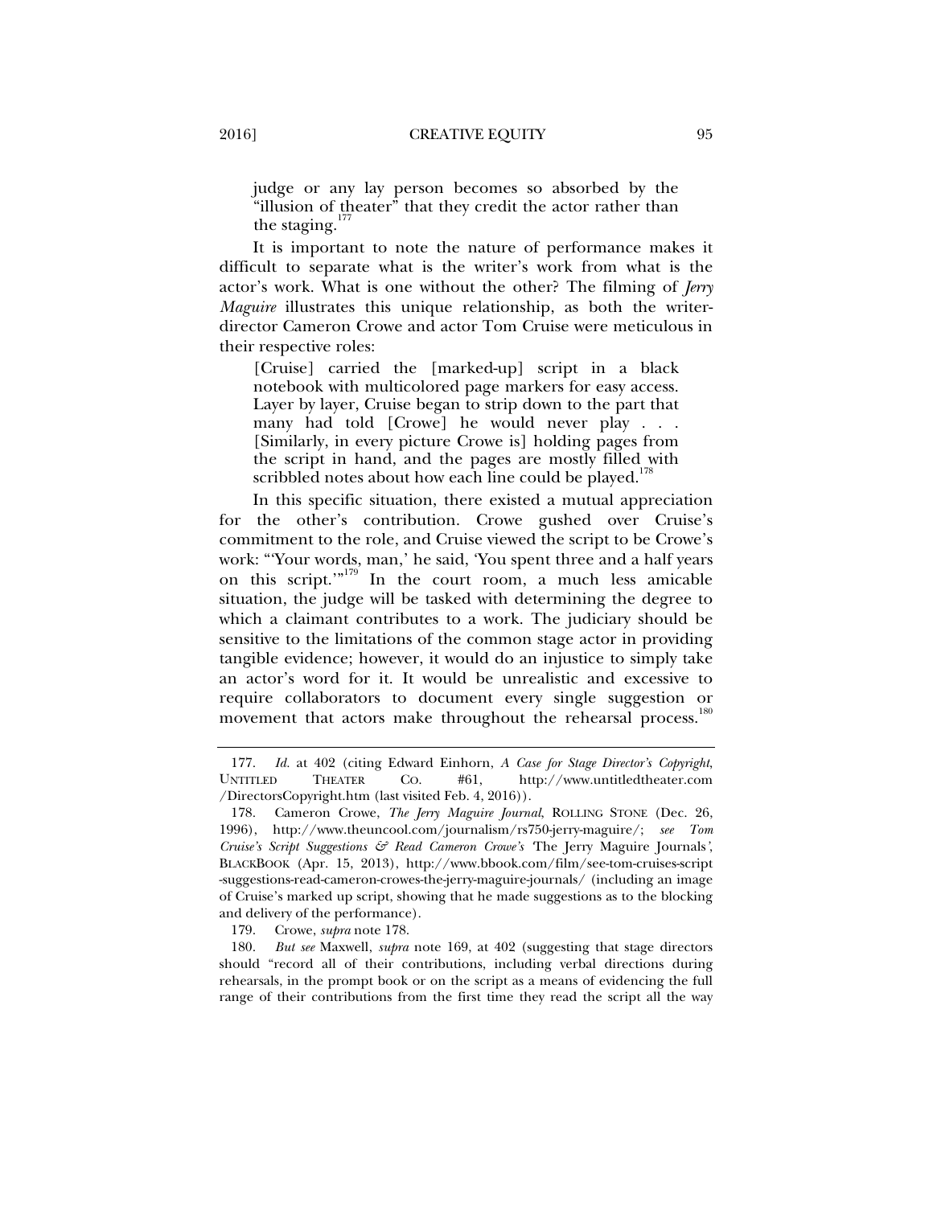> judge or any lay person becomes so absorbed by the "illusion of theater" that they credit the actor rather than the staging.[177]

It is important to note the nature of performance makes it difficult to separate what is the writer's work from what is the actor's work. What is one without the other? The filming of *Jerry Maguire* illustrates this unique relationship, as both the writer-director Cameron Crowe and actor Tom Cruise were meticulous in their respective roles:

> [Cruise] carried the [marked-up] script in a black notebook with multicolored page markers for easy access. Layer by layer, Cruise began to strip down to the part that many had told [Crowe] he would never play . . . [Similarly, in every picture Crowe is] holding pages from the script in hand, and the pages are mostly filled with scribbled notes about how each line could be played.[178]

In this specific situation, there existed a mutual appreciation for the other's contribution. Crowe gushed over Cruise's commitment to the role, and Cruise viewed the script to be Crowe's work: "'Your words, man,' he said, 'You spent three and a half years on this script.'"[179] In the court room, a much less amicable situation, the judge will be tasked with determining the degree to which a claimant contributes to a work. The judiciary should be sensitive to the limitations of the common stage actor in providing tangible evidence; however, it would do an injustice to simply take an actor's word for it. It would be unrealistic and excessive to require collaborators to document every single suggestion or movement that actors make throughout the rehearsal process.[180]

---

177. *Id.* at 402 (citing Edward Einhorn, *A Case for Stage Director's Copyright*, UNTITLED THEATER CO. #61, http://www.untitledtheater.com/DirectorsCopyright.htm (last visited Feb. 4, 2016)).

178. Cameron Crowe, *The Jerry Maguire Journal*, ROLLING STONE (Dec. 26, 1996), http://www.theuncool.com/journalism/rs750-jerry-maguire/; *see Tom Cruise's Script Suggestions & Read Cameron Crowe's 'The Jerry Maguire Journals'*, BLACKBOOK (Apr. 15, 2013), http://www.bbook.com/film/see-tom-cruises-script-suggestions-read-cameron-crowes-the-jerry-maguire-journals/ (including an image of Cruise's marked up script, showing that he made suggestions as to the blocking and delivery of the performance).

179. Crowe, *supra* note 178.

180. *But see* Maxwell, *supra* note 169, at 402 (suggesting that stage directors should "record all of their contributions, including verbal directions during rehearsals, in the prompt book or on the script as a means of evidencing the full range of their contributions from the first time they read the script all the way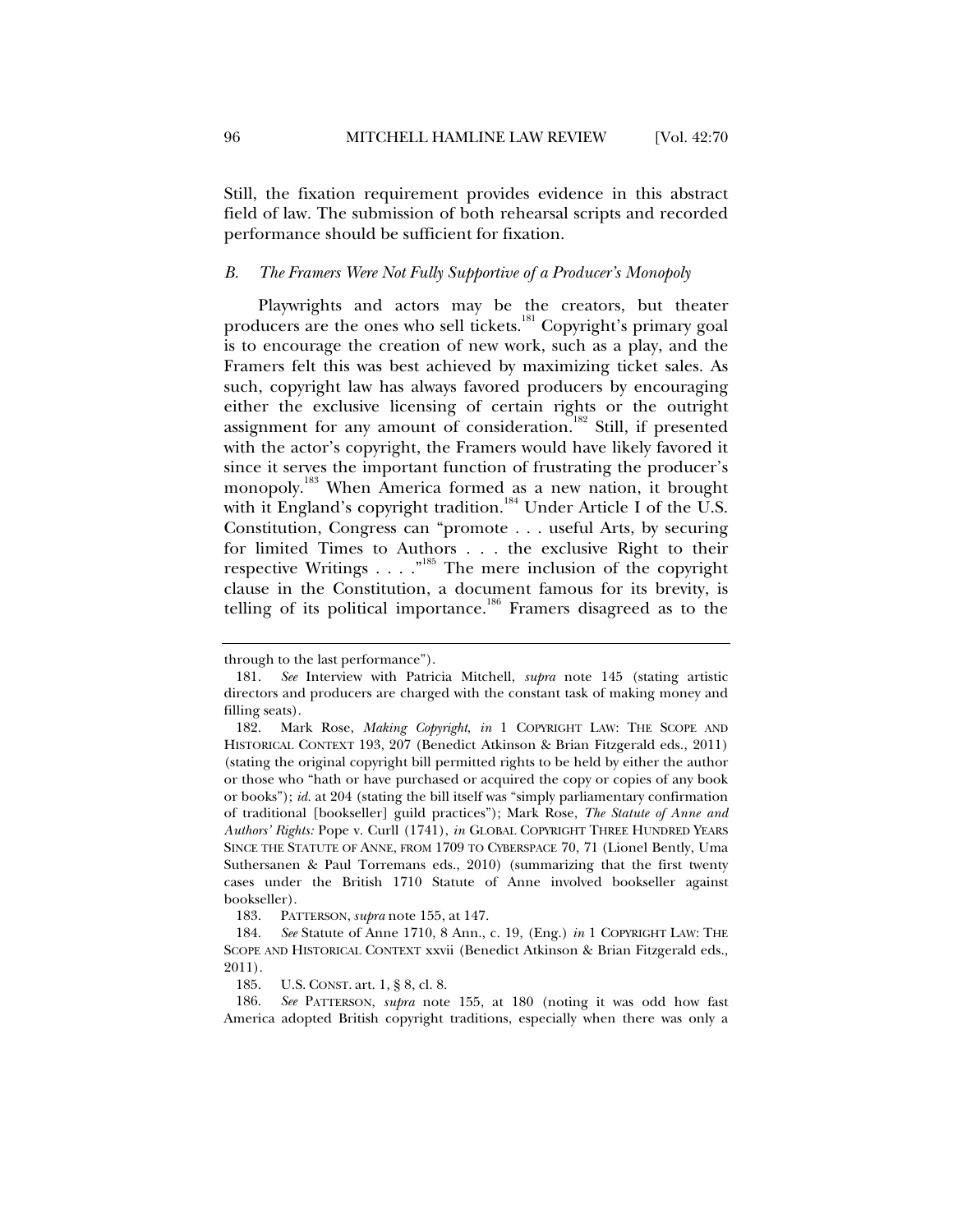Still, the fixation requirement provides evidence in this abstract field of law. The submission of both rehearsal scripts and recorded performance should be sufficient for fixation.

### *B. The Framers Were Not Fully Supportive of a Producer's Monopoly*

Playwrights and actors may be the creators, but theater producers are the ones who sell tickets.[181] Copyright's primary goal is to encourage the creation of new work, such as a play, and the Framers felt this was best achieved by maximizing ticket sales. As such, copyright law has always favored producers by encouraging either the exclusive licensing of certain rights or the outright assignment for any amount of consideration.[182] Still, if presented with the actor's copyright, the Framers would have likely favored it since it serves the important function of frustrating the producer's monopoly.[183] When America formed as a new nation, it brought with it England's copyright tradition.[184] Under Article I of the U.S. Constitution, Congress can "promote . . . useful Arts, by securing for limited Times to Authors . . . the exclusive Right to their respective Writings . . . ."[185] The mere inclusion of the copyright clause in the Constitution, a document famous for its brevity, is telling of its political importance.[186] Framers disagreed as to the

---

through to the last performance").

181. *See* Interview with Patricia Mitchell, *supra* note 145 (stating artistic directors and producers are charged with the constant task of making money and filling seats).

182. Mark Rose, *Making Copyright*, *in* 1 COPYRIGHT LAW: THE SCOPE AND HISTORICAL CONTEXT 193, 207 (Benedict Atkinson & Brian Fitzgerald eds., 2011) (stating the original copyright bill permitted rights to be held by either the author or those who "hath or have purchased or acquired the copy or copies of any book or books"); *id.* at 204 (stating the bill itself was "simply parliamentary confirmation of traditional [bookseller] guild practices"); Mark Rose, *The Statute of Anne and Authors' Rights:* Pope v. Curll (1741), *in* GLOBAL COPYRIGHT THREE HUNDRED YEARS SINCE THE STATUTE OF ANNE, FROM 1709 TO CYBERSPACE 70, 71 (Lionel Bently, Uma Suthersanen & Paul Torremans eds., 2010) (summarizing that the first twenty cases under the British 1710 Statute of Anne involved bookseller against bookseller).

183. PATTERSON, *supra* note 155, at 147.

184. *See* Statute of Anne 1710, 8 Ann., c. 19, (Eng.) *in* 1 COPYRIGHT LAW: THE SCOPE AND HISTORICAL CONTEXT xxvii (Benedict Atkinson & Brian Fitzgerald eds., 2011).

185. U.S. CONST. art. 1, § 8, cl. 8.

186. *See* PATTERSON, *supra* note 155, at 180 (noting it was odd how fast America adopted British copyright traditions, especially when there was only a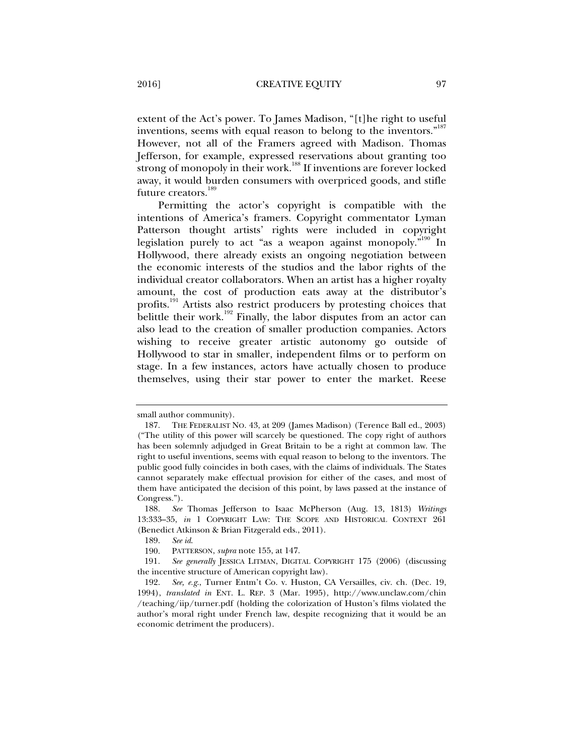extent of the Act's power. To James Madison, "[t]he right to useful inventions, seems with equal reason to belong to the inventors."[187] However, not all of the Framers agreed with Madison. Thomas Jefferson, for example, expressed reservations about granting too strong of monopoly in their work.[188] If inventions are forever locked away, it would burden consumers with overpriced goods, and stifle future creators.[189]

Permitting the actor's copyright is compatible with the intentions of America's framers. Copyright commentator Lyman Patterson thought artists' rights were included in copyright legislation purely to act "as a weapon against monopoly."[190] In Hollywood, there already exists an ongoing negotiation between the economic interests of the studios and the labor rights of the individual creator collaborators. When an artist has a higher royalty amount, the cost of production eats away at the distributor's profits.[191] Artists also restrict producers by protesting choices that belittle their work.[192] Finally, the labor disputes from an actor can also lead to the creation of smaller production companies. Actors wishing to receive greater artistic autonomy go outside of Hollywood to star in smaller, independent films or to perform on stage. In a few instances, actors have actually chosen to produce themselves, using their star power to enter the market. Reese

---

small author community).

187. THE FEDERALIST NO. 43, at 209 (James Madison) (Terence Ball ed., 2003) ("The utility of this power will scarcely be questioned. The copy right of authors has been solemnly adjudged in Great Britain to be a right at common law. The right to useful inventions, seems with equal reason to belong to the inventors. The public good fully coincides in both cases, with the claims of individuals. The States cannot separately make effectual provision for either of the cases, and most of them have anticipated the decision of this point, by laws passed at the instance of Congress.").

188. *See* Thomas Jefferson to Isaac McPherson (Aug. 13, 1813) *Writings* 13:333–35, *in* 1 COPYRIGHT LAW: THE SCOPE AND HISTORICAL CONTEXT 261 (Benedict Atkinson & Brian Fitzgerald eds., 2011).

189. *See id.*

190. PATTERSON, *supra* note 155, at 147.

191. *See generally* JESSICA LITMAN, DIGITAL COPYRIGHT 175 (2006) (discussing the incentive structure of American copyright law).

192. *See, e.g.*, Turner Entm't Co. v. Huston, CA Versailles, civ. ch. (Dec. 19, 1994), *translated in* ENT. L. REP. 3 (Mar. 1995), http://www.unclaw.com/chin/teaching/iip/turner.pdf (holding the colorization of Huston's films violated the author's moral right under French law, despite recognizing that it would be an economic detriment the producers).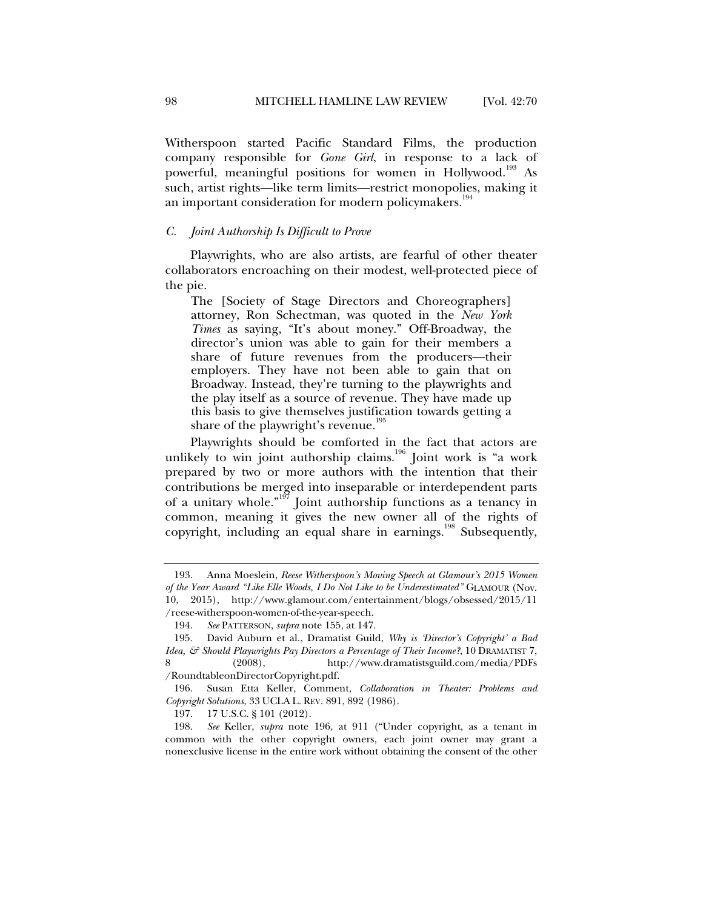Witherspoon started Pacific Standard Films, the production company responsible for *Gone Girl*, in response to a lack of powerful, meaningful positions for women in Hollywood.[193] As such, artist rights—like term limits—restrict monopolies, making it an important consideration for modern policymakers.[194]

### *C. Joint Authorship Is Difficult to Prove*

Playwrights, who are also artists, are fearful of other theater collaborators encroaching on their modest, well-protected piece of the pie.

> The [Society of Stage Directors and Choreographers] attorney, Ron Schectman, was quoted in the *New York Times* as saying, "It's about money." Off-Broadway, the director's union was able to gain for their members a share of future revenues from the producers—their employers. They have not been able to gain that on Broadway. Instead, they're turning to the playwrights and the play itself as a source of revenue. They have made up this basis to give themselves justification towards getting a share of the playwright's revenue.[195]

Playwrights should be comforted in the fact that actors are unlikely to win joint authorship claims.[196] Joint work is "a work prepared by two or more authors with the intention that their contributions be merged into inseparable or interdependent parts of a unitary whole."[197] Joint authorship functions as a tenancy in common, meaning it gives the new owner all of the rights of copyright, including an equal share in earnings.[198] Subsequently,

---

193. Anna Moeslein, *Reese Witherspoon's Moving Speech at Glamour's 2015 Women of the Year Award "Like Elle Woods, I Do Not Like to be Underestimated"* GLAMOUR (Nov. 10, 2015), http://www.glamour.com/entertainment/blogs/obsessed/2015/11/reese-witherspoon-women-of-the-year-speech.

194. *See* PATTERSON, *supra* note 155, at 147.

195. David Auburn et al., Dramatist Guild, *Why is 'Director's Copyright' a Bad Idea, & Should Playwrights Pay Directors a Percentage of Their Income?*, 10 DRAMATIST 7, 8 (2008), http://www.dramatistsguild.com/media/PDFs/RoundtableonDirectorCopyright.pdf.

196. Susan Etta Keller, Comment, *Collaboration in Theater: Problems and Copyright Solutions*, 33 UCLA L. REV. 891, 892 (1986).

197. 17 U.S.C. § 101 (2012).

198. *See* Keller, *supra* note 196, at 911 ("Under copyright, as a tenant in common with the other copyright owners, each joint owner may grant a nonexclusive license in the entire work without obtaining the consent of the other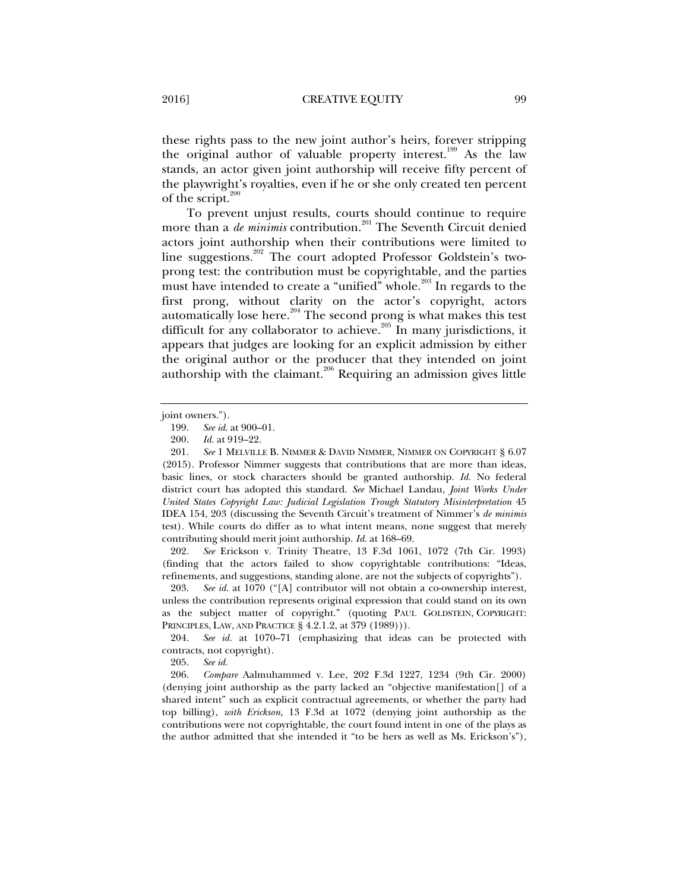these rights pass to the new joint author's heirs, forever stripping the original author of valuable property interest.[199] As the law stands, an actor given joint authorship will receive fifty percent of the playwright's royalties, even if he or she only created ten percent of the script.[200]

To prevent unjust results, courts should continue to require more than a *de minimis* contribution.[201] The Seventh Circuit denied actors joint authorship when their contributions were limited to line suggestions.[202] The court adopted Professor Goldstein's two-prong test: the contribution must be copyrightable, and the parties must have intended to create a "unified" whole.[203] In regards to the first prong, without clarity on the actor's copyright, actors automatically lose here.[204] The second prong is what makes this test difficult for any collaborator to achieve.[205] In many jurisdictions, it appears that judges are looking for an explicit admission by either the original author or the producer that they intended on joint authorship with the claimant.[206] Requiring an admission gives little

---

joint owners.").

199. *See id.* at 900–01.

200. *Id.* at 919–22.

201. *See* 1 MELVILLE B. NIMMER & DAVID NIMMER, NIMMER ON COPYRIGHT § 6.07 (2015). Professor Nimmer suggests that contributions that are more than ideas, basic lines, or stock characters should be granted authorship. *Id.* No federal district court has adopted this standard. *See* Michael Landau, *Joint Works Under United States Copyright Law: Judicial Legislation Trough Statutory Misinterpretation* 45 IDEA 154, 203 (discussing the Seventh Circuit's treatment of Nimmer's *de minimis* test). While courts do differ as to what intent means, none suggest that merely contributing should merit joint authorship. *Id.* at 168–69.

202. *See* Erickson v. Trinity Theatre, 13 F.3d 1061, 1072 (7th Cir. 1993) (finding that the actors failed to show copyrightable contributions: "Ideas, refinements, and suggestions, standing alone, are not the subjects of copyrights").

203. *See id.* at 1070 ("[A] contributor will not obtain a co-ownership interest, unless the contribution represents original expression that could stand on its own as the subject matter of copyright." (quoting PAUL GOLDSTEIN, COPYRIGHT: PRINCIPLES, LAW, AND PRACTICE § 4.2.1.2, at 379 (1989))).

204. *See id.* at 1070–71 (emphasizing that ideas can be protected with contracts, not copyright).

205. *See id.*

206. *Compare* Aalmuhammed v. Lee, 202 F.3d 1227, 1234 (9th Cir. 2000) (denying joint authorship as the party lacked an "objective manifestation[] of a shared intent" such as explicit contractual agreements, or whether the party had top billing), *with Erickson*, 13 F.3d at 1072 (denying joint authorship as the contributions were not copyrightable, the court found intent in one of the plays as the author admitted that she intended it "to be hers as well as Ms. Erickson's"),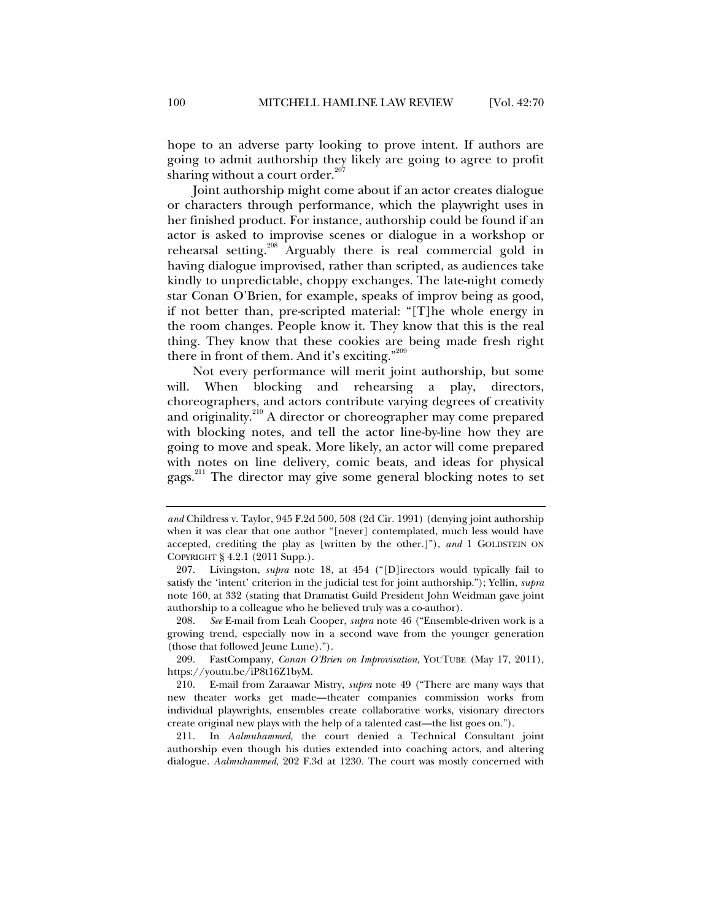hope to an adverse party looking to prove intent. If authors are going to admit authorship they likely are going to agree to profit sharing without a court order.[207]

Joint authorship might come about if an actor creates dialogue or characters through performance, which the playwright uses in her finished product. For instance, authorship could be found if an actor is asked to improvise scenes or dialogue in a workshop or rehearsal setting.[208] Arguably there is real commercial gold in having dialogue improvised, rather than scripted, as audiences take kindly to unpredictable, choppy exchanges. The late-night comedy star Conan O'Brien, for example, speaks of improv being as good, if not better than, pre-scripted material: "[T]he whole energy in the room changes. People know it. They know that this is the real thing. They know that these cookies are being made fresh right there in front of them. And it's exciting."[209]

Not every performance will merit joint authorship, but some will. When blocking and rehearsing a play, directors, choreographers, and actors contribute varying degrees of creativity and originality.[210] A director or choreographer may come prepared with blocking notes, and tell the actor line-by-line how they are going to move and speak. More likely, an actor will come prepared with notes on line delivery, comic beats, and ideas for physical gags.[211] The director may give some general blocking notes to set

---

*and* Childress v. Taylor, 945 F.2d 500, 508 (2d Cir. 1991) (denying joint authorship when it was clear that one author "[never] contemplated, much less would have accepted, crediting the play as [written by the other.]"), *and* 1 GOLDSTEIN ON COPYRIGHT § 4.2.1 (2011 Supp.).

207. Livingston, *supra* note 18, at 454 ("[D]irectors would typically fail to satisfy the 'intent' criterion in the judicial test for joint authorship."); Yellin, *supra* note 160, at 332 (stating that Dramatist Guild President John Weidman gave joint authorship to a colleague who he believed truly was a co-author).

208. *See* E-mail from Leah Cooper, *supra* note 46 ("Ensemble-driven work is a growing trend, especially now in a second wave from the younger generation (those that followed Jeune Lune).").

209. FastCompany, *Conan O'Brien on Improvisation*, YOUTUBE (May 17, 2011), https://youtu.be/iP8t16Z1byM.

210. E-mail from Zaraawar Mistry, *supra* note 49 ("There are many ways that new theater works get made—theater companies commission works from individual playwrights, ensembles create collaborative works, visionary directors create original new plays with the help of a talented cast—the list goes on.").

211. In *Aalmuhammed*, the court denied a Technical Consultant joint authorship even though his duties extended into coaching actors, and altering dialogue. *Aalmuhammed*, 202 F.3d at 1230. The court was mostly concerned with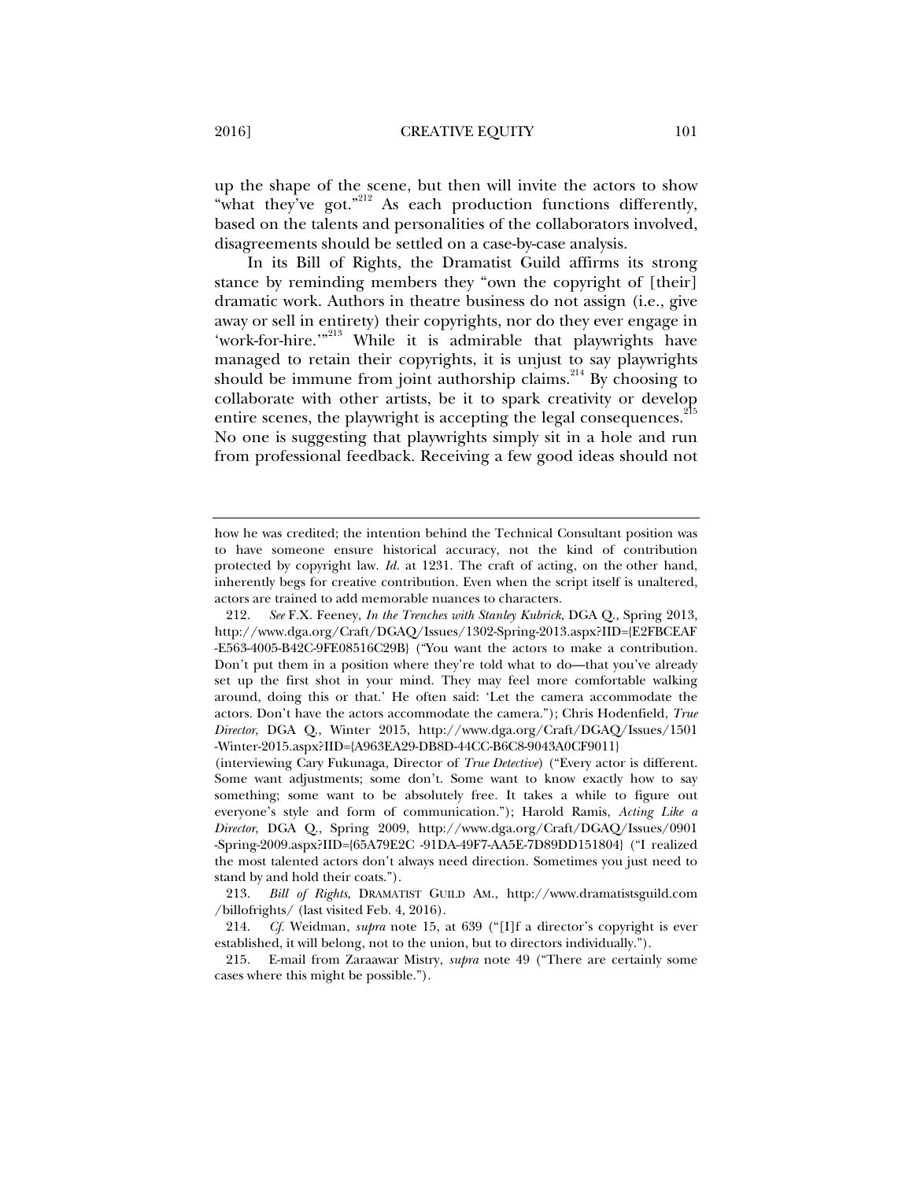up the shape of the scene, but then will invite the actors to show "what they've got."[212] As each production functions differently, based on the talents and personalities of the collaborators involved, disagreements should be settled on a case-by-case analysis.

In its Bill of Rights, the Dramatist Guild affirms its strong stance by reminding members they "own the copyright of [their] dramatic work. Authors in theatre business do not assign (i.e., give away or sell in entirety) their copyrights, nor do they ever engage in 'work-for-hire.'"[213] While it is admirable that playwrights have managed to retain their copyrights, it is unjust to say playwrights should be immune from joint authorship claims.[214] By choosing to collaborate with other artists, be it to spark creativity or develop entire scenes, the playwright is accepting the legal consequences.[215] No one is suggesting that playwrights simply sit in a hole and run from professional feedback. Receiving a few good ideas should not

---

how he was credited; the intention behind the Technical Consultant position was to have someone ensure historical accuracy, not the kind of contribution protected by copyright law. *Id.* at 1231. The craft of acting, on the other hand, inherently begs for creative contribution. Even when the script itself is unaltered, actors are trained to add memorable nuances to characters.

212. *See* F.X. Feeney, *In the Trenches with Stanley Kubrick*, DGA Q., Spring 2013, http://www.dga.org/Craft/DGAQ/Issues/1302-Spring-2013.aspx?IID={E2FBCEAF-E563-4005-B42C-9FE08516C29B} ("You want the actors to make a contribution. Don't put them in a position where they're told what to do—that you've already set up the first shot in your mind. They may feel more comfortable walking around, doing this or that.' He often said: 'Let the camera accommodate the actors. Don't have the actors accommodate the camera."); Chris Hodenfield, *True Director*, DGA Q., Winter 2015, http://www.dga.org/Craft/DGAQ/Issues/1501-Winter-2015.aspx?IID={A963EA29-DB8D-44CC-B6C8-9043A0CF9011} (interviewing Cary Fukunaga, Director of *True Detective*) ("Every actor is different. Some want adjustments; some don't. Some want to know exactly how to say something; some want to be absolutely free. It takes a while to figure out everyone's style and form of communication."); Harold Ramis, *Acting Like a Director*, DGA Q., Spring 2009, http://www.dga.org/Craft/DGAQ/Issues/0901-Spring-2009.aspx?IID={65A79E2C -91DA-49F7-AA5E-7D89DD151804} ("I realized the most talented actors don't always need direction. Sometimes you just need to stand by and hold their coats.").

213. *Bill of Rights*, DRAMATIST GUILD AM., http://www.dramatistsguild.com/billofrights/ (last visited Feb. 4, 2016).

214. *Cf.* Weidman, *supra* note 15, at 639 ("[I]f a director's copyright is ever established, it will belong, not to the union, but to directors individually.").

215. E-mail from Zaraawar Mistry, *supra* note 49 ("There are certainly some cases where this might be possible.").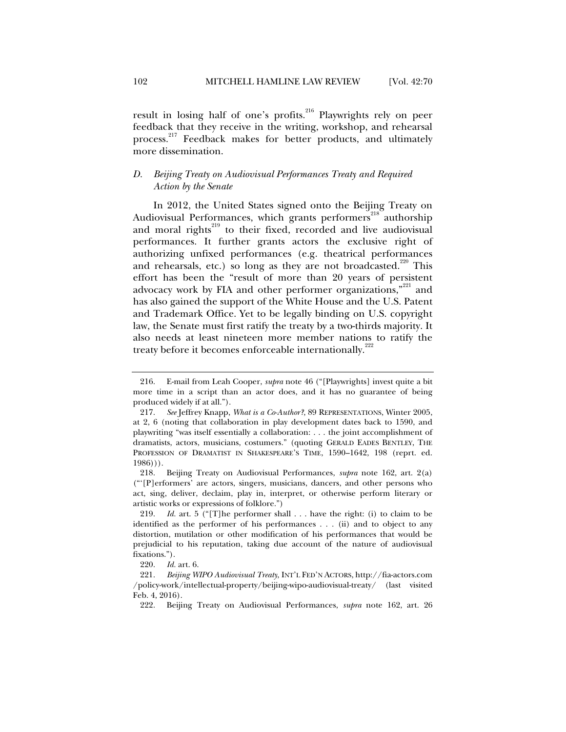result in losing half of one's profits.[216] Playwrights rely on peer feedback that they receive in the writing, workshop, and rehearsal process.[217] Feedback makes for better products, and ultimately more dissemination.

### *D. Beijing Treaty on Audiovisual Performances Treaty and Required Action by the Senate*

In 2012, the United States signed onto the Beijing Treaty on Audiovisual Performances, which grants performers[218] authorship and moral rights[219] to their fixed, recorded and live audiovisual performances. It further grants actors the exclusive right of authorizing unfixed performances (e.g. theatrical performances and rehearsals, etc.) so long as they are not broadcasted.[220] This effort has been the "result of more than 20 years of persistent advocacy work by FIA and other performer organizations,"[221] and has also gained the support of the White House and the U.S. Patent and Trademark Office. Yet to be legally binding on U.S. copyright law, the Senate must first ratify the treaty by a two-thirds majority. It also needs at least nineteen more member nations to ratify the treaty before it becomes enforceable internationally.[222]

---

216. E-mail from Leah Cooper, *supra* note 46 ("[Playwrights] invest quite a bit more time in a script than an actor does, and it has no guarantee of being produced widely if at all.").

217. *See* Jeffrey Knapp, *What is a Co-Author?*, 89 REPRESENTATIONS, Winter 2005, at 2, 6 (noting that collaboration in play development dates back to 1590, and playwriting "was itself essentially a collaboration: . . . the joint accomplishment of dramatists, actors, musicians, costumers." (quoting GERALD EADES BENTLEY, THE PROFESSION OF DRAMATIST IN SHAKESPEARE'S TIME, 1590–1642, 198 (reprt. ed. 1986))).

218. Beijing Treaty on Audiovisual Performances, *supra* note 162, art. 2(a) ("'[P]erformers' are actors, singers, musicians, dancers, and other persons who act, sing, deliver, declaim, play in, interpret, or otherwise perform literary or artistic works or expressions of folklore.")

219. *Id.* art. 5 ("[T]he performer shall . . . have the right: (i) to claim to be identified as the performer of his performances . . . (ii) and to object to any distortion, mutilation or other modification of his performances that would be prejudicial to his reputation, taking due account of the nature of audiovisual fixations.").

220. *Id.* art. 6.

221. *Beijing WIPO Audiovisual Treaty*, INT'L FED'N ACTORS, http://fia-actors.com/policy-work/intellectual-property/beijing-wipo-audiovisual-treaty/ (last visited Feb. 4, 2016).

222. Beijing Treaty on Audiovisual Performances, *supra* note 162, art. 26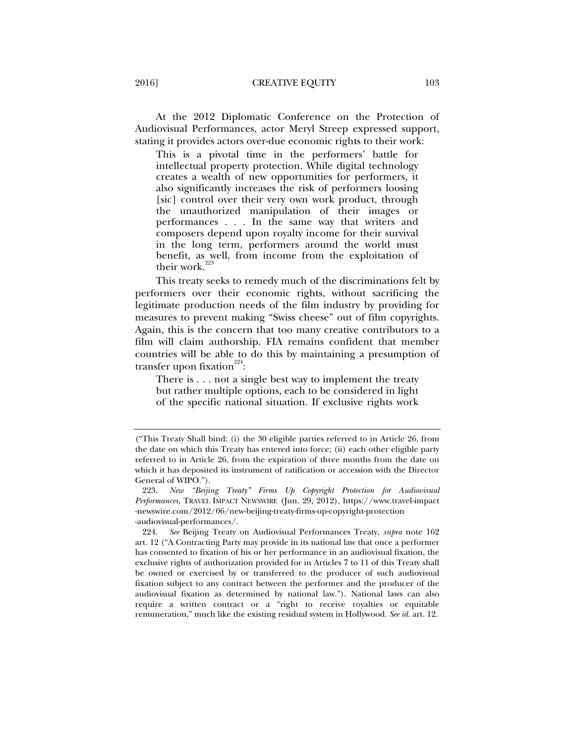At the 2012 Diplomatic Conference on the Protection of Audiovisual Performances, actor Meryl Streep expressed support, stating it provides actors over-due economic rights to their work:

> This is a pivotal time in the performers' battle for intellectual property protection. While digital technology creates a wealth of new opportunities for performers, it also significantly increases the risk of performers loosing [sic] control over their very own work product, through the unauthorized manipulation of their images or performances . . . In the same way that writers and composers depend upon royalty income for their survival in the long term, performers around the world must benefit, as well, from income from the exploitation of their work.[223]

This treaty seeks to remedy much of the discriminations felt by performers over their economic rights, without sacrificing the legitimate production needs of the film industry by providing for measures to prevent making "Swiss cheese" out of film copyrights. Again, this is the concern that too many creative contributors to a film will claim authorship. FIA remains confident that member countries will be able to do this by maintaining a presumption of transfer upon fixation[224]:

> There is . . . not a single best way to implement the treaty but rather multiple options, each to be considered in light of the specific national situation. If exclusive rights work

---

("This Treaty Shall bind: (i) the 30 eligible parties referred to in Article 26, from the date on which this Treaty has entered into force; (ii) each other eligible party referred to in Article 26, from the expiration of three months from the date on which it has deposited its instrument of ratification or accession with the Director General of WIPO.").

223. *New "Beijing Treaty" Firms Up Copyright Protection for Audiovisual Performances*, TRAVEL IMPACT NEWSWIRE (Jun. 29, 2012), https://www.travel-impact-newswire.com/2012/06/new-beijing-treaty-firms-up-copyright-protection-audiovisual-performances/.

224. *See* Beijing Treaty on Audiovisual Performances Treaty, *supra* note 162 art. 12 ("A Contracting Party may provide in its national law that once a performer has consented to fixation of his or her performance in an audiovisual fixation, the exclusive rights of authorization provided for in Articles 7 to 11 of this Treaty shall be owned or exercised by or transferred to the producer of such audiovisual fixation subject to any contract between the performer and the producer of the audiovisual fixation as determined by national law."). National laws can also require a written contract or a "right to receive royalties or equitable remuneration," much like the existing residual system in Hollywood. *See id.* art. 12.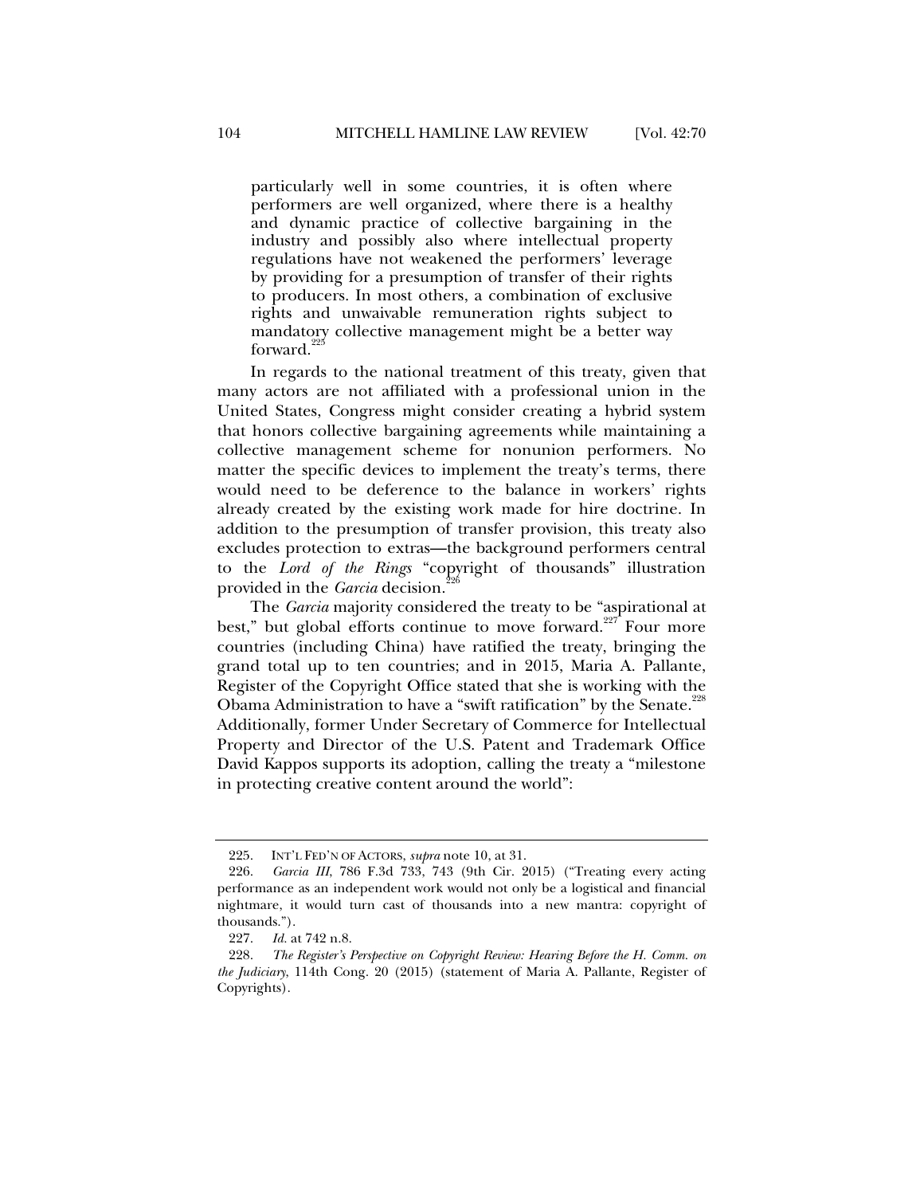> particularly well in some countries, it is often where performers are well organized, where there is a healthy and dynamic practice of collective bargaining in the industry and possibly also where intellectual property regulations have not weakened the performers' leverage by providing for a presumption of transfer of their rights to producers. In most others, a combination of exclusive rights and unwaivable remuneration rights subject to mandatory collective management might be a better way forward.[225]

In regards to the national treatment of this treaty, given that many actors are not affiliated with a professional union in the United States, Congress might consider creating a hybrid system that honors collective bargaining agreements while maintaining a collective management scheme for nonunion performers. No matter the specific devices to implement the treaty's terms, there would need to be deference to the balance in workers' rights already created by the existing work made for hire doctrine. In addition to the presumption of transfer provision, this treaty also excludes protection to extras—the background performers central to the *Lord of the Rings* "copyright of thousands" illustration provided in the *Garcia* decision.[226]

The *Garcia* majority considered the treaty to be "aspirational at best," but global efforts continue to move forward.[227] Four more countries (including China) have ratified the treaty, bringing the grand total up to ten countries; and in 2015, Maria A. Pallante, Register of the Copyright Office stated that she is working with the Obama Administration to have a "swift ratification" by the Senate.[228] Additionally, former Under Secretary of Commerce for Intellectual Property and Director of the U.S. Patent and Trademark Office David Kappos supports its adoption, calling the treaty a "milestone in protecting creative content around the world":

---

225. INT'L FED'N OF ACTORS, *supra* note 10, at 31.

226. *Garcia III*, 786 F.3d 733, 743 (9th Cir. 2015) ("Treating every acting performance as an independent work would not only be a logistical and financial nightmare, it would turn cast of thousands into a new mantra: copyright of thousands.").

227. *Id.* at 742 n.8.

228. *The Register's Perspective on Copyright Review: Hearing Before the H. Comm. on the Judiciary*, 114th Cong. 20 (2015) (statement of Maria A. Pallante, Register of Copyrights).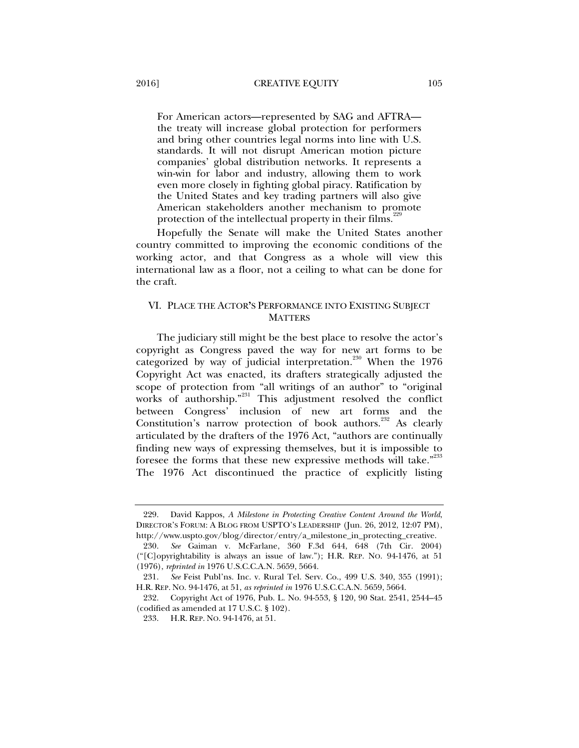> For American actors—represented by SAG and AFTRA—the treaty will increase global protection for performers and bring other countries legal norms into line with U.S. standards. It will not disrupt American motion picture companies' global distribution networks. It represents a win-win for labor and industry, allowing them to work even more closely in fighting global piracy. Ratification by the United States and key trading partners will also give American stakeholders another mechanism to promote protection of the intellectual property in their films.[229]

Hopefully the Senate will make the United States another country committed to improving the economic conditions of the working actor, and that Congress as a whole will view this international law as a floor, not a ceiling to what can be done for the craft.

## VI. Place the Actor's Performance into Existing Subject Matters

The judiciary still might be the best place to resolve the actor's copyright as Congress paved the way for new art forms to be categorized by way of judicial interpretation.[230] When the 1976 Copyright Act was enacted, its drafters strategically adjusted the scope of protection from "all writings of an author" to "original works of authorship."[231] This adjustment resolved the conflict between Congress' inclusion of new art forms and the Constitution's narrow protection of book authors.[232] As clearly articulated by the drafters of the 1976 Act, "authors are continually finding new ways of expressing themselves, but it is impossible to foresee the forms that these new expressive methods will take."[233] The 1976 Act discontinued the practice of explicitly listing

---

229. David Kappos, *A Milestone in Protecting Creative Content Around the World*, DIRECTOR'S FORUM: A BLOG FROM USPTO'S LEADERSHIP (Jun. 26, 2012, 12:07 PM), http://www.uspto.gov/blog/director/entry/a_milestone_in_protecting_creative.

230. *See* Gaiman v. McFarlane, 360 F.3d 644, 648 (7th Cir. 2004) ("[C]opyrightability is always an issue of law."); H.R. REP. NO. 94-1476, at 51 (1976), *reprinted in* 1976 U.S.C.C.A.N. 5659, 5664.

231. *See* Feist Publ'ns. Inc. v. Rural Tel. Serv. Co., 499 U.S. 340, 355 (1991); H.R. REP. NO. 94-1476, at 51, *as reprinted in* 1976 U.S.C.C.A.N. 5659, 5664.

232. Copyright Act of 1976, Pub. L. No. 94-553, § 120, 90 Stat. 2541, 2544–45 (codified as amended at 17 U.S.C. § 102).

233. H.R. REP. NO. 94-1476, at 51.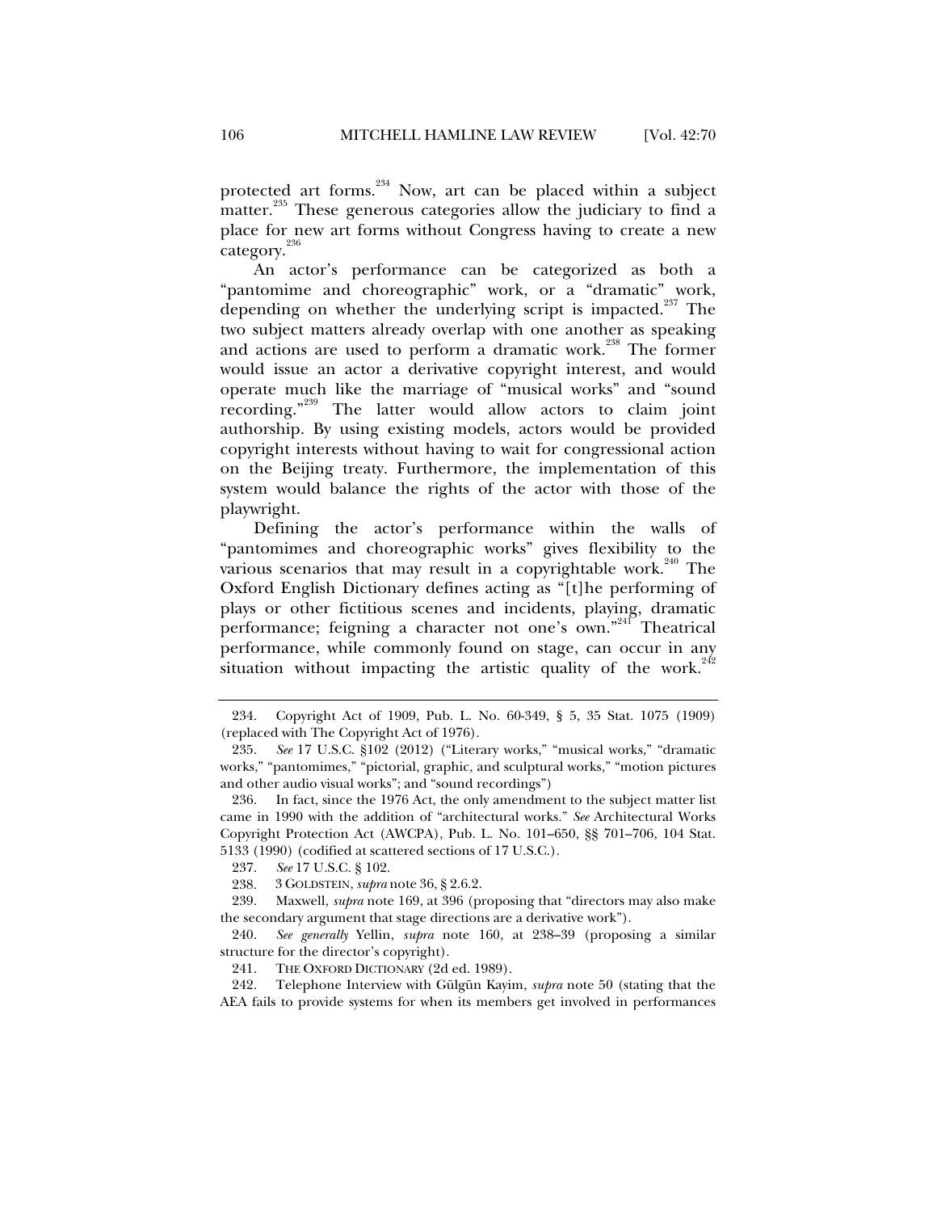protected art forms.[234] Now, art can be placed within a subject matter.[235] These generous categories allow the judiciary to find a place for new art forms without Congress having to create a new category.[236]

An actor's performance can be categorized as both a "pantomime and choreographic" work, or a "dramatic" work, depending on whether the underlying script is impacted.[237] The two subject matters already overlap with one another as speaking and actions are used to perform a dramatic work.[238] The former would issue an actor a derivative copyright interest, and would operate much like the marriage of "musical works" and "sound recording."[239] The latter would allow actors to claim joint authorship. By using existing models, actors would be provided copyright interests without having to wait for congressional action on the Beijing treaty. Furthermore, the implementation of this system would balance the rights of the actor with those of the playwright.

Defining the actor's performance within the walls of "pantomimes and choreographic works" gives flexibility to the various scenarios that may result in a copyrightable work.[240] The Oxford English Dictionary defines acting as "[t]he performing of plays or other fictitious scenes and incidents, playing, dramatic performance; feigning a character not one's own."[241] Theatrical performance, while commonly found on stage, can occur in any situation without impacting the artistic quality of the work.[242]

---

234. Copyright Act of 1909, Pub. L. No. 60-349, § 5, 35 Stat. 1075 (1909) (replaced with The Copyright Act of 1976).

235. *See* 17 U.S.C. §102 (2012) ("Literary works," "musical works," "dramatic works," "pantomimes," "pictorial, graphic, and sculptural works," "motion pictures and other audio visual works"; and "sound recordings")

236. In fact, since the 1976 Act, the only amendment to the subject matter list came in 1990 with the addition of "architectural works." *See* Architectural Works Copyright Protection Act (AWCPA), Pub. L. No. 101–650, §§ 701–706, 104 Stat. 5133 (1990) (codified at scattered sections of 17 U.S.C.).

237. *See* 17 U.S.C. § 102.

238. 3 GOLDSTEIN, *supra* note 36, § 2.6.2.

239. Maxwell, *supra* note 169, at 396 (proposing that "directors may also make the secondary argument that stage directions are a derivative work").

240. *See generally* Yellin, *supra* note 160, at 238–39 (proposing a similar structure for the director's copyright).

241. THE OXFORD DICTIONARY (2d ed. 1989).

242. Telephone Interview with Gülgün Kayim, *supra* note 50 (stating that the AEA fails to provide systems for when its members get involved in performances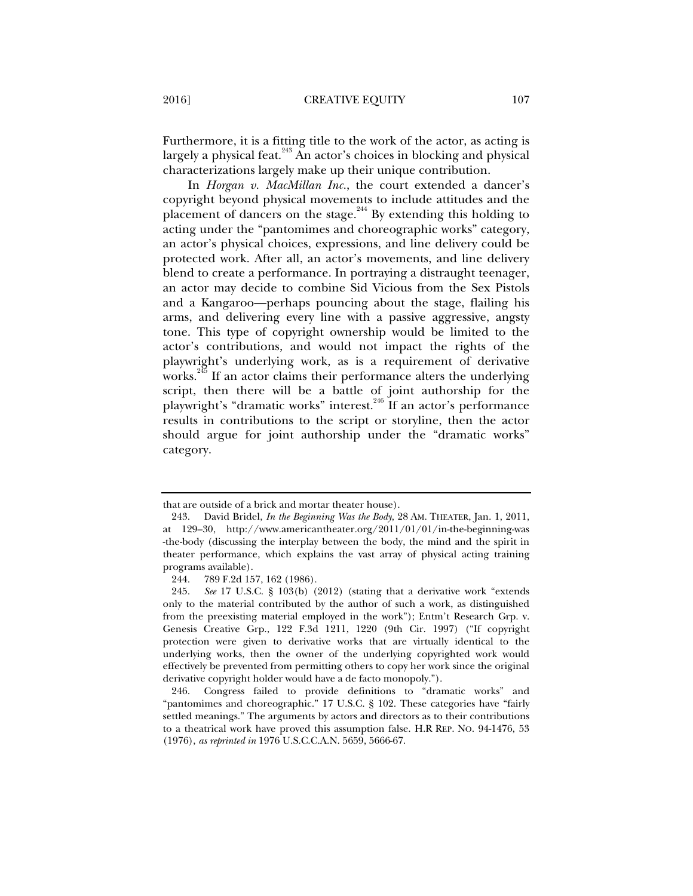Furthermore, it is a fitting title to the work of the actor, as acting is largely a physical feat.[243] An actor's choices in blocking and physical characterizations largely make up their unique contribution.

In *Horgan v. MacMillan Inc.*, the court extended a dancer's copyright beyond physical movements to include attitudes and the placement of dancers on the stage.[244] By extending this holding to acting under the "pantomimes and choreographic works" category, an actor's physical choices, expressions, and line delivery could be protected work. After all, an actor's movements, and line delivery blend to create a performance. In portraying a distraught teenager, an actor may decide to combine Sid Vicious from the Sex Pistols and a Kangaroo—perhaps pouncing about the stage, flailing his arms, and delivering every line with a passive aggressive, angsty tone. This type of copyright ownership would be limited to the actor's contributions, and would not impact the rights of the playwright's underlying work, as is a requirement of derivative works.[245] If an actor claims their performance alters the underlying script, then there will be a battle of joint authorship for the playwright's "dramatic works" interest.[246] If an actor's performance results in contributions to the script or storyline, then the actor should argue for joint authorship under the "dramatic works" category.

---

that are outside of a brick and mortar theater house).

243. David Bridel, *In the Beginning Was the Body*, 28 AM. THEATER, Jan. 1, 2011, at 129–30, http://www.americantheater.org/2011/01/01/in-the-beginning-was-the-body (discussing the interplay between the body, the mind and the spirit in theater performance, which explains the vast array of physical acting training programs available).

244. 789 F.2d 157, 162 (1986).

245. *See* 17 U.S.C. § 103(b) (2012) (stating that a derivative work "extends only to the material contributed by the author of such a work, as distinguished from the preexisting material employed in the work"); Entm't Research Grp. v. Genesis Creative Grp., 122 F.3d 1211, 1220 (9th Cir. 1997) ("If copyright protection were given to derivative works that are virtually identical to the underlying works, then the owner of the underlying copyrighted work would effectively be prevented from permitting others to copy her work since the original derivative copyright holder would have a de facto monopoly.").

246. Congress failed to provide definitions to "dramatic works" and "pantomimes and choreographic." 17 U.S.C. § 102. These categories have "fairly settled meanings." The arguments by actors and directors as to their contributions to a theatrical work have proved this assumption false. H.R REP. NO. 94-1476, 53 (1976), *as reprinted in* 1976 U.S.C.C.A.N. 5659, 5666-67.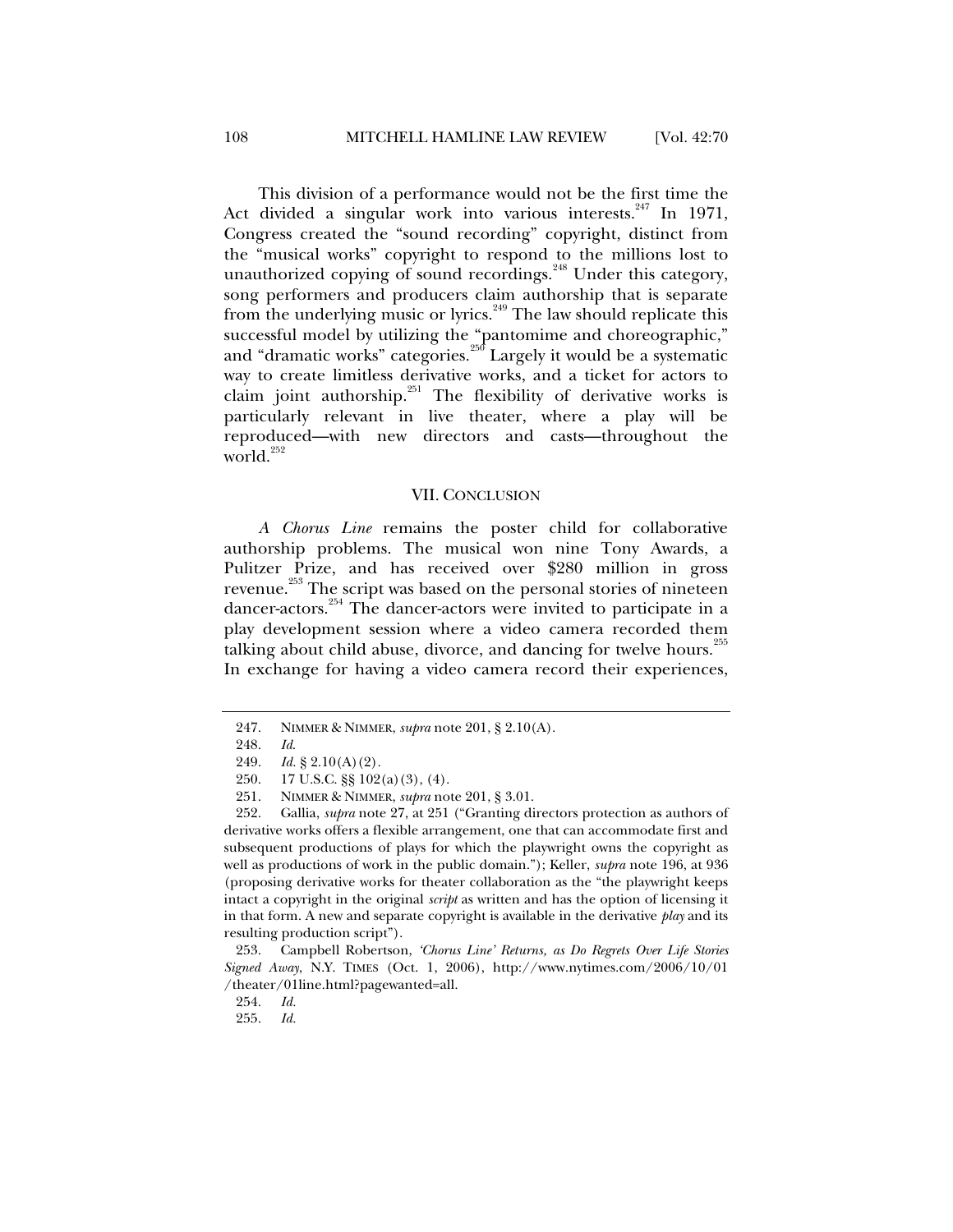This division of a performance would not be the first time the Act divided a singular work into various interests.[247] In 1971, Congress created the "sound recording" copyright, distinct from the "musical works" copyright to respond to the millions lost to unauthorized copying of sound recordings.[248] Under this category, song performers and producers claim authorship that is separate from the underlying music or lyrics.[249] The law should replicate this successful model by utilizing the "pantomime and choreographic," and "dramatic works" categories.[250] Largely it would be a systematic way to create limitless derivative works, and a ticket for actors to claim joint authorship.[251] The flexibility of derivative works is particularly relevant in live theater, where a play will be reproduced—with new directors and casts—throughout the world.[252]

## VII. CONCLUSION

*A Chorus Line* remains the poster child for collaborative authorship problems. The musical won nine Tony Awards, a Pulitzer Prize, and has received over $280 million in gross revenue.[253] The script was based on the personal stories of nineteen dancer-actors.[254] The dancer-actors were invited to participate in a play development session where a video camera recorded them talking about child abuse, divorce, and dancing for twelve hours.[255] In exchange for having a video camera record their experiences,

---

247. NIMMER & NIMMER, *supra* note 201, § 2.10(A).

248. *Id.*

249. *Id.* § 2.10(A)(2).

250. 17 U.S.C. §§ 102(a)(3), (4).

251. NIMMER & NIMMER, *supra* note 201, § 3.01.

252. Gallia, *supra* note 27, at 251 ("Granting directors protection as authors of derivative works offers a flexible arrangement, one that can accommodate first and subsequent productions of plays for which the playwright owns the copyright as well as productions of work in the public domain."); Keller, *supra* note 196, at 936 (proposing derivative works for theater collaboration as the "the playwright keeps intact a copyright in the original *script* as written and has the option of licensing it in that form. A new and separate copyright is available in the derivative *play* and its resulting production script").

253. Campbell Robertson, *'Chorus Line' Returns, as Do Regrets Over Life Stories Signed Away*, N.Y. TIMES (Oct. 1, 2006), http://www.nytimes.com/2006/10/01/theater/01line.html?pagewanted=all.

254. *Id.*

255. *Id.*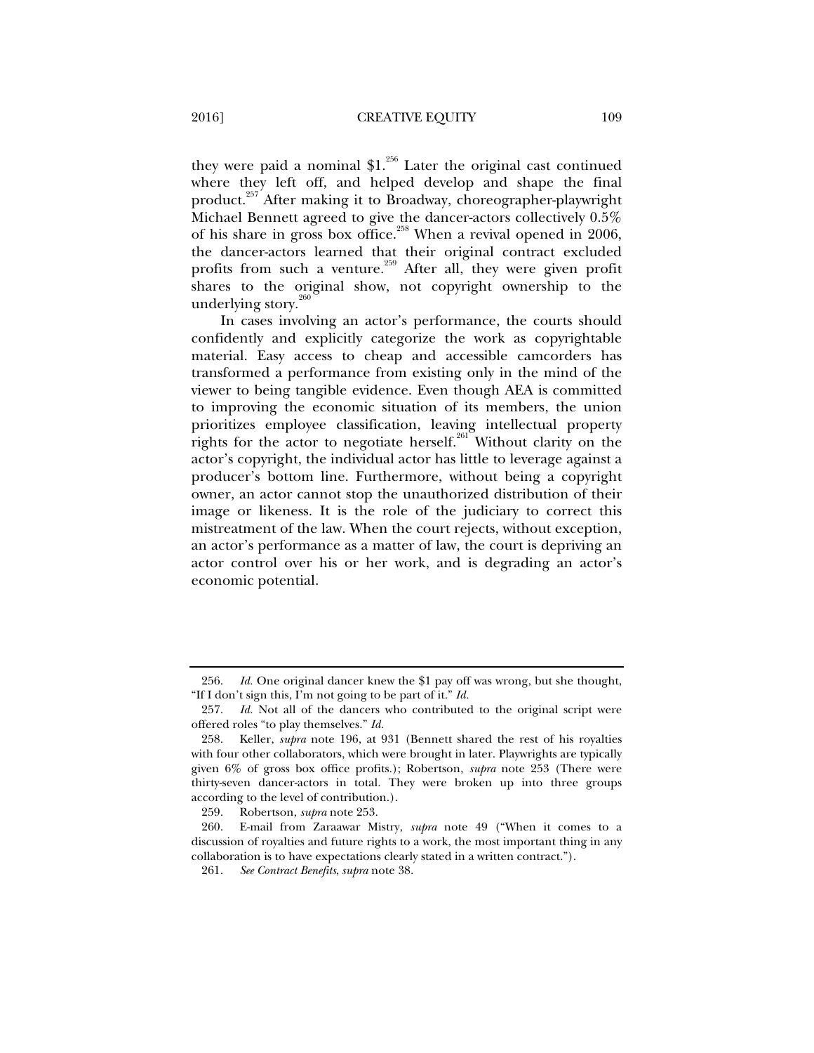they were paid a nominal $1.[256] Later the original cast continued where they left off, and helped develop and shape the final product.[257] After making it to Broadway, choreographer-playwright Michael Bennett agreed to give the dancer-actors collectively 0.5% of his share in gross box office.[258] When a revival opened in 2006, the dancer-actors learned that their original contract excluded profits from such a venture.[259] After all, they were given profit shares to the original show, not copyright ownership to the underlying story.[260]

In cases involving an actor's performance, the courts should confidently and explicitly categorize the work as copyrightable material. Easy access to cheap and accessible camcorders has transformed a performance from existing only in the mind of the viewer to being tangible evidence. Even though AEA is committed to improving the economic situation of its members, the union prioritizes employee classification, leaving intellectual property rights for the actor to negotiate herself.[261] Without clarity on the actor's copyright, the individual actor has little to leverage against a producer's bottom line. Furthermore, without being a copyright owner, an actor cannot stop the unauthorized distribution of their image or likeness. It is the role of the judiciary to correct this mistreatment of the law. When the court rejects, without exception, an actor's performance as a matter of law, the court is depriving an actor control over his or her work, and is degrading an actor's economic potential.

---

256. *Id.* One original dancer knew the $1 pay off was wrong, but she thought, "If I don't sign this, I'm not going to be part of it." *Id.*

257. *Id.* Not all of the dancers who contributed to the original script were offered roles "to play themselves." *Id.*

258. Keller, *supra* note 196, at 931 (Bennett shared the rest of his royalties with four other collaborators, which were brought in later. Playwrights are typically given 6% of gross box office profits.); Robertson, *supra* note 253 (There were thirty-seven dancer-actors in total. They were broken up into three groups according to the level of contribution.).

259. Robertson, *supra* note 253.

260. E-mail from Zaraawar Mistry, *supra* note 49 ("When it comes to a discussion of royalties and future rights to a work, the most important thing in any collaboration is to have expectations clearly stated in a written contract.").

261. *See Contract Benefits*, *supra* note 38.